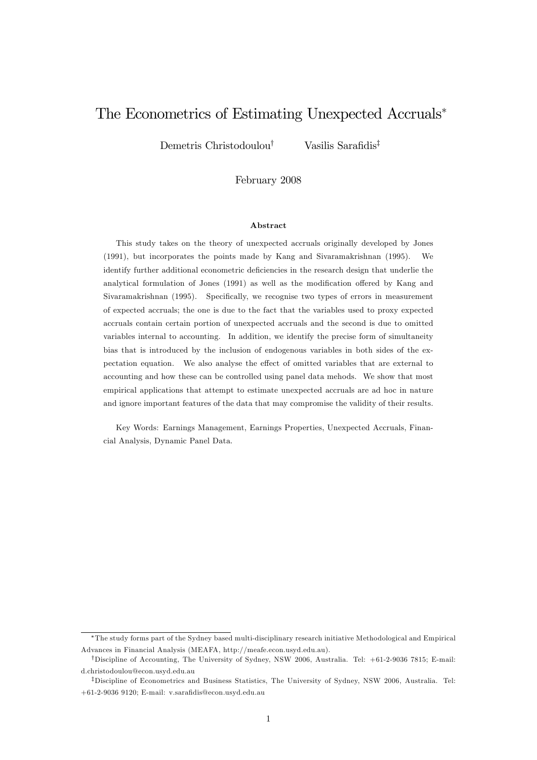# The Econometrics of Estimating Unexpected Accruals[*]

Demetris Christodoulou[†] Vasilis Sarafidis[‡]

February 2008

### Abstract

This study takes on the theory of unexpected accruals originally developed by Jones (1991), but incorporates the points made by Kang and Sivaramakrishnan (1995). We identify further additional econometric deficiencies in the research design that underlie the analytical formulation of Jones (1991) as well as the modification offered by Kang and Sivaramakrishnan (1995). Specifically, we recognise two types of errors in measurement of expected accruals; the one is due to the fact that the variables used to proxy expected accruals contain certain portion of unexpected accruals and the second is due to omitted variables internal to accounting. In addition, we identify the precise form of simultaneity bias that is introduced by the inclusion of endogenous variables in both sides of the expectation equation. We also analyse the effect of omitted variables that are external to accounting and how these can be controlled using panel data mehods. We show that most empirical applications that attempt to estimate unexpected accruals are ad hoc in nature and ignore important features of the data that may compromise the validity of their results.

Key Words: Earnings Management, Earnings Properties, Unexpected Accruals, Financial Analysis, Dynamic Panel Data.

---

[*] The study forms part of the Sydney based multi-disciplinary research initiative Methodological and Empirical Advances in Financial Analysis (MEAFA, http://meafe.econ.usyd.edu.au).

[†] Discipline of Accounting, The University of Sydney, NSW 2006, Australia. Tel: +61-2-9036 7815; E-mail: d.christodoulou@econ.usyd.edu.au

[‡] Discipline of Econometrics and Business Statistics, The University of Sydney, NSW 2006, Australia. Tel: +61-2-9036 9120; E-mail: v.sarafidis@econ.usyd.edu.au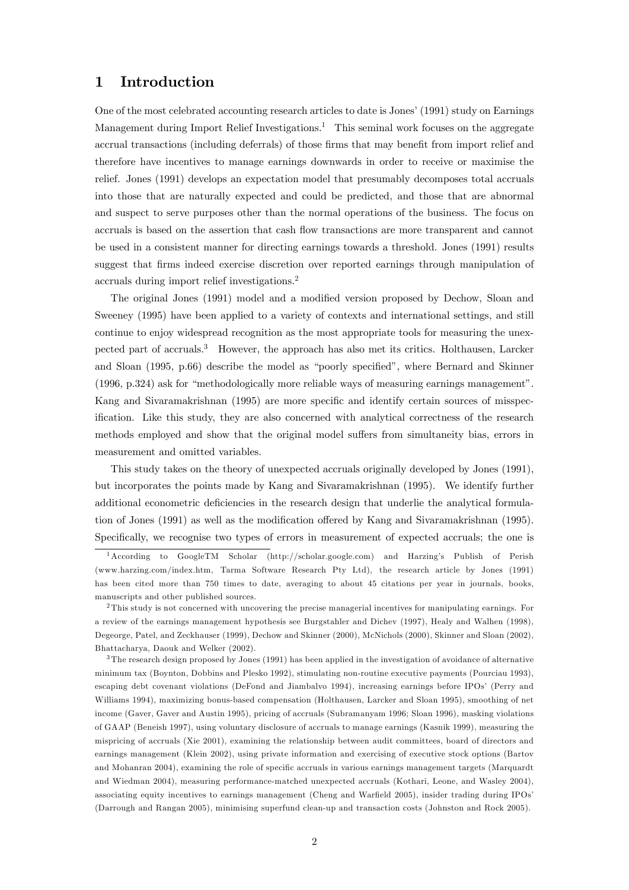# 1 Introduction

One of the most celebrated accounting research articles to date is Jones' (1991) study on Earnings Management during Import Relief Investigations.[1] This seminal work focuses on the aggregate accrual transactions (including deferrals) of those firms that may benefit from import relief and therefore have incentives to manage earnings downwards in order to receive or maximise the relief. Jones (1991) develops an expectation model that presumably decomposes total accruals into those that are naturally expected and could be predicted, and those that are abnormal and suspect to serve purposes other than the normal operations of the business. The focus on accruals is based on the assertion that cash flow transactions are more transparent and cannot be used in a consistent manner for directing earnings towards a threshold. Jones (1991) results suggest that firms indeed exercise discretion over reported earnings through manipulation of accruals during import relief investigations.[2]

The original Jones (1991) model and a modified version proposed by Dechow, Sloan and Sweeney (1995) have been applied to a variety of contexts and international settings, and still continue to enjoy widespread recognition as the most appropriate tools for measuring the unexpected part of accruals.[3] However, the approach has also met its critics. Holthausen, Larcker and Sloan (1995, p.66) describe the model as "poorly specified", where Bernard and Skinner (1996, p.324) ask for "methodologically more reliable ways of measuring earnings management". Kang and Sivaramakrishnan (1995) are more specific and identify certain sources of misspecification. Like this study, they are also concerned with analytical correctness of the research methods employed and show that the original model suffers from simultaneity bias, errors in measurement and omitted variables.

This study takes on the theory of unexpected accruals originally developed by Jones (1991), but incorporates the points made by Kang and Sivaramakrishnan (1995). We identify further additional econometric deficiencies in the research design that underlie the analytical formulation of Jones (1991) as well as the modification offered by Kang and Sivaramakrishnan (1995). Specifically, we recognise two types of errors in measurement of expected accruals; the one is

---

[1] According to GoogleTM Scholar (http://scholar.google.com) and Harzing's Publish of Perish (www.harzing.com/index.htm, Tarma Software Research Pty Ltd), the research article by Jones (1991) has been cited more than 750 times to date, averaging to about 45 citations per year in journals, books, manuscripts and other published sources.

[2] This study is not concerned with uncovering the precise managerial incentives for manipulating earnings. For a review of the earnings management hypothesis see Burgstahler and Dichev (1997), Healy and Walhen (1998), Degeorge, Patel, and Zeckhauser (1999), Dechow and Skinner (2000), McNichols (2000), Skinner and Sloan (2002), Bhattacharya, Daouk and Welker (2002).

[3] The research design proposed by Jones (1991) has been applied in the investigation of avoidance of alternative minimum tax (Boynton, Dobbins and Plesko 1992), stimulating non-routine executive payments (Pourciau 1993), escaping debt covenant violations (DeFond and Jiambalvo 1994), increasing earnings before IPOs' (Perry and Williams 1994), maximizing bonus-based compensation (Holthausen, Larcker and Sloan 1995), smoothing of net income (Gaver, Gaver and Austin 1995), pricing of accruals (Subramanyam 1996; Sloan 1996), masking violations of GAAP (Beneish 1997), using voluntary disclosure of accruals to manage earnings (Kasnik 1999), measuring the mispricing of accruals (Xie 2001), examining the relationship between audit committees, board of directors and earnings management (Klein 2002), using private information and exercising of executive stock options (Bartov and Mohanran 2004), examining the role of specific accruals in various earnings management targets (Marquardt and Wiedman 2004), measuring performance-matched unexpected accruals (Kothari, Leone, and Wasley 2004), associating equity incentives to earnings management (Cheng and Warfield 2005), insider trading during IPOs' (Darrough and Rangan 2005), minimising superfund clean-up and transaction costs (Johnston and Rock 2005).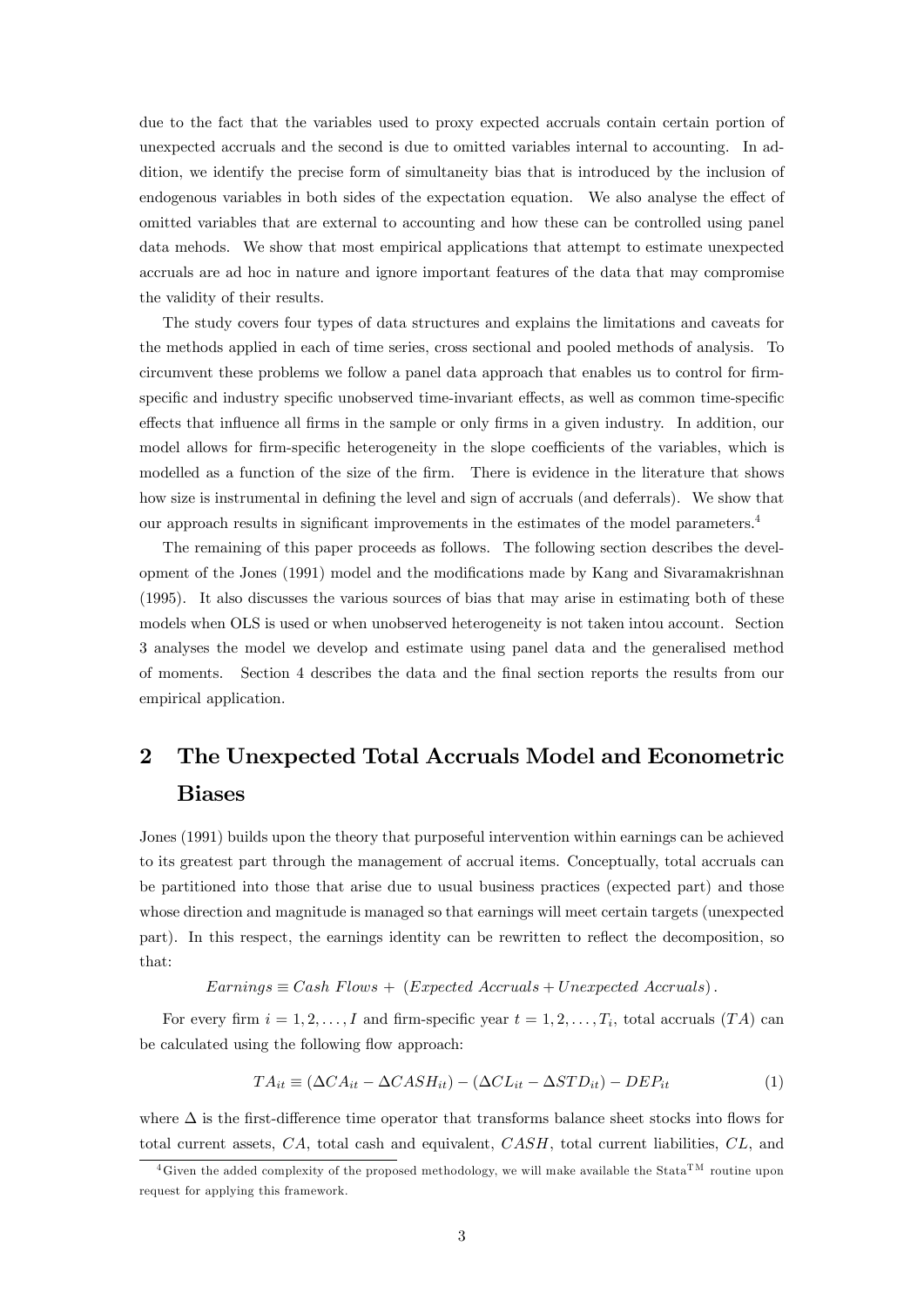due to the fact that the variables used to proxy expected accruals contain certain portion of unexpected accruals and the second is due to omitted variables internal to accounting. In addition, we identify the precise form of simultaneity bias that is introduced by the inclusion of endogenous variables in both sides of the expectation equation. We also analyse the effect of omitted variables that are external to accounting and how these can be controlled using panel data mehods. We show that most empirical applications that attempt to estimate unexpected accruals are ad hoc in nature and ignore important features of the data that may compromise the validity of their results.

The study covers four types of data structures and explains the limitations and caveats for the methods applied in each of time series, cross sectional and pooled methods of analysis. To circumvent these problems we follow a panel data approach that enables us to control for firm-specific and industry specific unobserved time-invariant effects, as well as common time-specific effects that influence all firms in the sample or only firms in a given industry. In addition, our model allows for firm-specific heterogeneity in the slope coefficients of the variables, which is modelled as a function of the size of the firm. There is evidence in the literature that shows how size is instrumental in defining the level and sign of accruals (and deferrals). We show that our approach results in significant improvements in the estimates of the model parameters.[4]

The remaining of this paper proceeds as follows. The following section describes the development of the Jones (1991) model and the modifications made by Kang and Sivaramakrishnan (1995). It also discusses the various sources of bias that may arise in estimating both of these models when OLS is used or when unobserved heterogeneity is not taken intou account. Section 3 analyses the model we develop and estimate using panel data and the generalised method of moments. Section 4 describes the data and the final section reports the results from our empirical application.

## 2 The Unexpected Total Accruals Model and Econometric Biases

Jones (1991) builds upon the theory that purposeful intervention within earnings can be achieved to its greatest part through the management of accrual items. Conceptually, total accruals can be partitioned into those that arise due to usual business practices (expected part) and those whose direction and magnitude is managed so that earnings will meet certain targets (unexpected part). In this respect, the earnings identity can be rewritten to reflect the decomposition, so that:

$$Earnings \equiv Cash\ Flows + \ (Expected\ Accruals + Unexpected\ Accruals).$$

For every firm $i = 1, 2, \ldots, I$ and firm-specific year $t = 1, 2, \ldots, T_i$, total accruals ($TA$) can be calculated using the following flow approach:

$$TA_{it} \equiv (\Delta CA_{it} - \Delta CASH_{it}) - (\Delta CL_{it} - \Delta STD_{it}) - DEP_{it} \tag{1}$$

where $\Delta$ is the first-difference time operator that transforms balance sheet stocks into flows for total current assets, $CA$, total cash and equivalent, $CASH$, total current liabilities, $CL$, and

[4] Given the added complexity of the proposed methodology, we will make available the Stata$^{TM}$ routine upon request for applying this framework.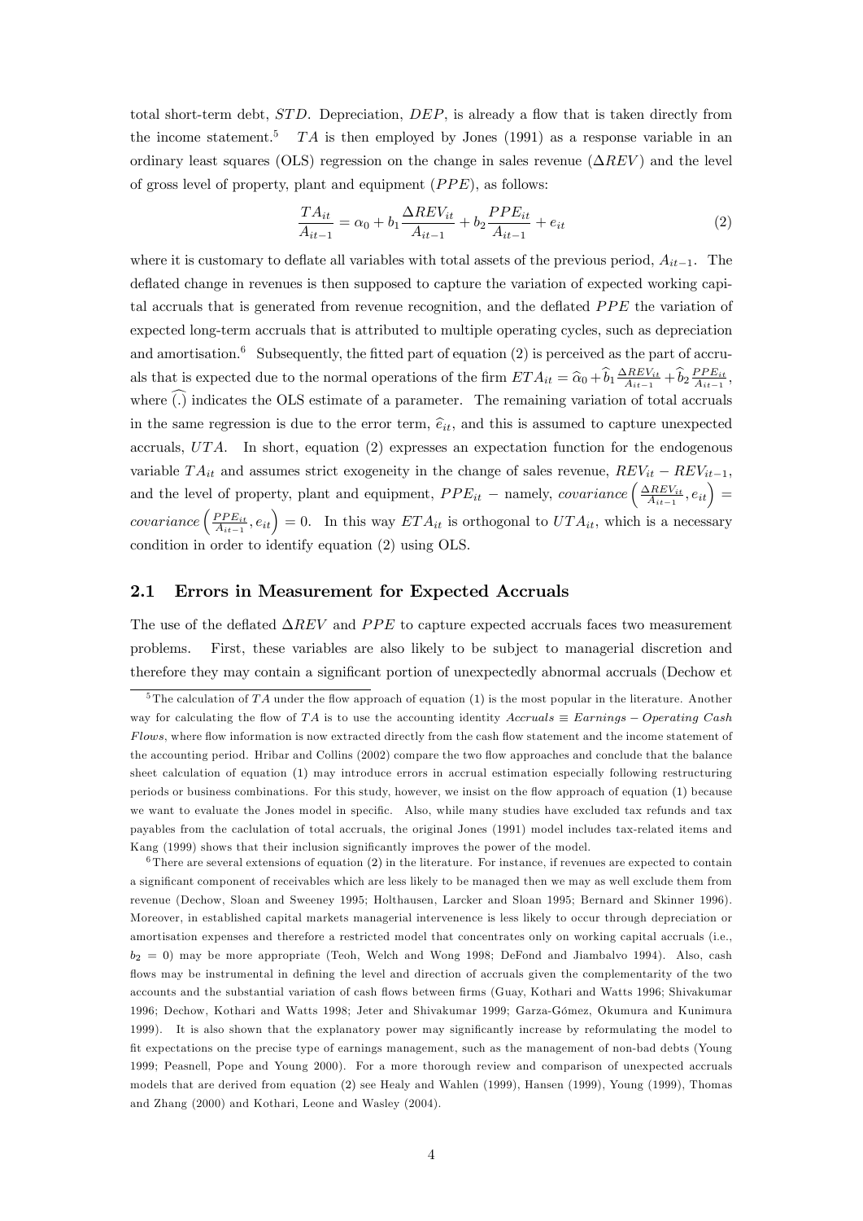total short-term debt, $STD$. Depreciation, $DEP$, is already a flow that is taken directly from the income statement.[5] $TA$ is then employed by Jones (1991) as a response variable in an ordinary least squares (OLS) regression on the change in sales revenue ($\Delta REV$) and the level of gross level of property, plant and equipment ($PPE$), as follows:

$$\frac{TA_{it}}{A_{it-1}} = \alpha_0 + b_1 \frac{\Delta REV_{it}}{A_{it-1}} + b_2 \frac{PPE_{it}}{A_{it-1}} + e_{it} \tag{2}$$

where it is customary to deflate all variables with total assets of the previous period, $A_{it-1}$. The deflated change in revenues is then supposed to capture the variation of expected working capital accruals that is generated from revenue recognition, and the deflated $PPE$ the variation of expected long-term accruals that is attributed to multiple operating cycles, such as depreciation and amortisation.[6] Subsequently, the fitted part of equation (2) is perceived as the part of accruals that is expected due to the normal operations of the firm $ETA_{it} = \widehat{\alpha}_0 + \widehat{b}_1 \frac{\Delta REV_{it}}{A_{it-1}} + \widehat{b}_2 \frac{PPE_{it}}{A_{it-1}}$, where $\widehat{(.)}$ indicates the OLS estimate of a parameter. The remaining variation of total accruals in the same regression is due to the error term, $\widehat{e}_{it}$, and this is assumed to capture unexpected accruals, $UTA$. In short, equation (2) expresses an expectation function for the endogenous variable $TA_{it}$ and assumes strict exogeneity in the change of sales revenue, $REV_{it} - REV_{it-1}$, and the level of property, plant and equipment, $PPE_{it}$ – namely, $covariance\left(\frac{\Delta REV_{it}}{A_{it-1}}, e_{it}\right) = covariance\left(\frac{PPE_{it}}{A_{it-1}}, e_{it}\right) = 0$. In this way $ETA_{it}$ is orthogonal to $UTA_{it}$, which is a necessary condition in order to identify equation (2) using OLS.

## 2.1 Errors in Measurement for Expected Accruals

The use of the deflated $\Delta REV$ and $PPE$ to capture expected accruals faces two measurement problems. First, these variables are also likely to be subject to managerial discretion and therefore they may contain a significant portion of unexpectedly abnormal accruals (Dechow et

---

[5] The calculation of $TA$ under the flow approach of equation (1) is the most popular in the literature. Another way for calculating the flow of $TA$ is to use the accounting identity *Accruals* $\equiv$ *Earnings* $-$ *Operating Cash Flows*, where flow information is now extracted directly from the cash flow statement and the income statement of the accounting period. Hribar and Collins (2002) compare the two flow approaches and conclude that the balance sheet calculation of equation (1) may introduce errors in accrual estimation especially following restructuring periods or business combinations. For this study, however, we insist on the flow approach of equation (1) because we want to evaluate the Jones model in specific. Also, while many studies have excluded tax refunds and tax payables from the caclulation of total accruals, the original Jones (1991) model includes tax-related items and Kang (1999) shows that their inclusion significantly improves the power of the model.

[6] There are several extensions of equation (2) in the literature. For instance, if revenues are expected to contain a significant component of receivables which are less likely to be managed then we may as well exclude them from revenue (Dechow, Sloan and Sweeney 1995; Holthausen, Larcker and Sloan 1995; Bernard and Skinner 1996). Moreover, in established capital markets managerial intervenence is less likely to occur through depreciation or amortisation expenses and therefore a restricted model that concentrates only on working capital accruals (i.e., $b_2 = 0$) may be more appropriate (Teoh, Welch and Wong 1998; DeFond and Jiambalvo 1994). Also, cash flows may be instrumental in defining the level and direction of accruals given the complementarity of the two accounts and the substantial variation of cash flows between firms (Guay, Kothari and Watts 1996; Shivakumar 1996; Dechow, Kothari and Watts 1998; Jeter and Shivakumar 1999; Garza-Gómez, Okumura and Kunimura 1999). It is also shown that the explanatory power may significantly increase by reformulating the model to fit expectations on the precise type of earnings management, such as the management of non-bad debts (Young 1999; Peasnell, Pope and Young 2000). For a more thorough review and comparison of unexpected accruals models that are derived from equation (2) see Healy and Wahlen (1999), Hansen (1999), Young (1999), Thomas and Zhang (2000) and Kothari, Leone and Wasley (2004).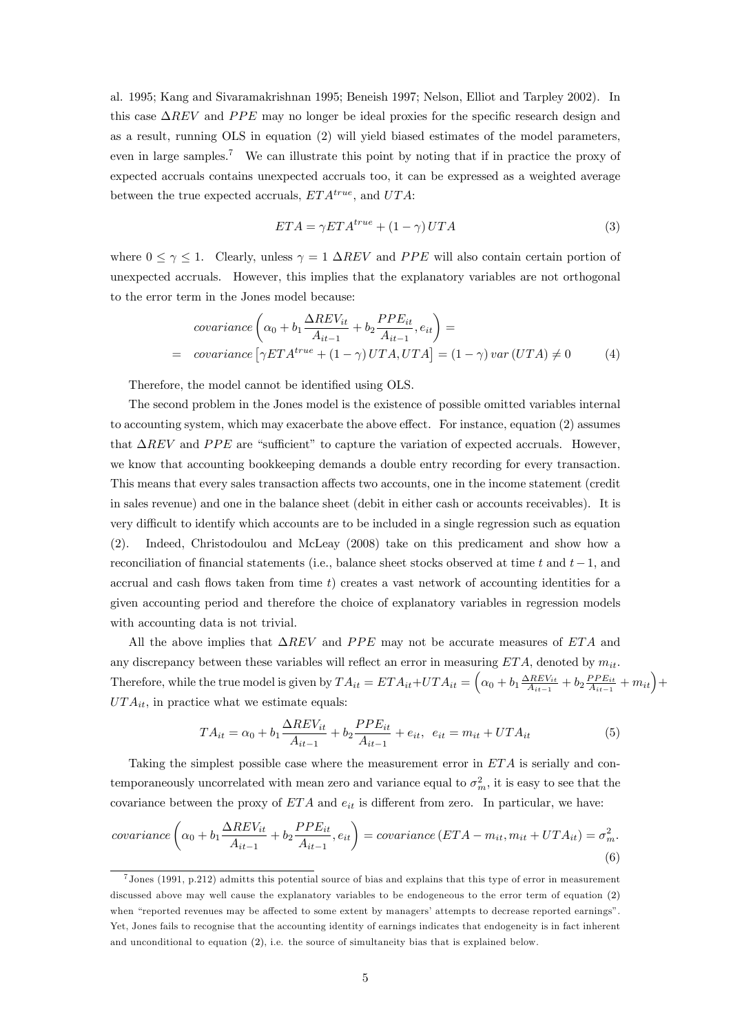al. 1995; Kang and Sivaramakrishnan 1995; Beneish 1997; Nelson, Elliot and Tarpley 2002). In this case $\Delta REV$ and $PPE$ may no longer be ideal proxies for the specific research design and as a result, running OLS in equation (2) will yield biased estimates of the model parameters, even in large samples.[7] We can illustrate this point by noting that if in practice the proxy of expected accruals contains unexpected accruals too, it can be expressed as a weighted average between the true expected accruals, $ETA^{true}$, and $UTA$:

$$ETA = \gamma ETA^{true} + (1 - \gamma) UTA \tag{3}$$

where $0 \leq \gamma \leq 1$. Clearly, unless $\gamma = 1$ $\Delta REV$ and $PPE$ will also contain certain portion of unexpected accruals. However, this implies that the explanatory variables are not orthogonal to the error term in the Jones model because:

$$\begin{aligned} & covariance\left(\alpha_0 + b_1 \frac{\Delta REV_{it}}{A_{it-1}} + b_2 \frac{PPE_{it}}{A_{it-1}}, e_{it}\right) = \\ = \quad & covariance\left[\gamma ETA^{true} + (1-\gamma) UTA, UTA\right] = (1-\gamma) \, var(UTA) \neq 0 \end{aligned} \tag{4}$$

Therefore, the model cannot be identified using OLS.

The second problem in the Jones model is the existence of possible omitted variables internal to accounting system, which may exacerbate the above effect. For instance, equation (2) assumes that $\Delta REV$ and $PPE$ are "sufficient" to capture the variation of expected accruals. However, we know that accounting bookkeeping demands a double entry recording for every transaction. This means that every sales transaction affects two accounts, one in the income statement (credit in sales revenue) and one in the balance sheet (debit in either cash or accounts receivables). It is very difficult to identify which accounts are to be included in a single regression such as equation (2). Indeed, Christodoulou and McLeay (2008) take on this predicament and show how a reconciliation of financial statements (i.e., balance sheet stocks observed at time $t$ and $t-1$, and accrual and cash flows taken from time $t$) creates a vast network of accounting identities for a given accounting period and therefore the choice of explanatory variables in regression models with accounting data is not trivial.

All the above implies that $\Delta REV$ and $PPE$ may not be accurate measures of $ETA$ and any discrepancy between these variables will reflect an error in measuring $ETA$, denoted by $m_{it}$. Therefore, while the true model is given by $TA_{it} = ETA_{it} + UTA_{it} = \left(\alpha_0 + b_1 \frac{\Delta REV_{it}}{A_{it-1}} + b_2 \frac{PPE_{it}}{A_{it-1}} + m_{it}\right) + UTA_{it}$, in practice what we estimate equals:

$$TA_{it} = \alpha_0 + b_1 \frac{\Delta REV_{it}}{A_{it-1}} + b_2 \frac{PPE_{it}}{A_{it-1}} + e_{it}, \;\; e_{it} = m_{it} + UTA_{it} \tag{5}$$

Taking the simplest possible case where the measurement error in $ETA$ is serially and contemporaneously uncorrelated with mean zero and variance equal to $\sigma_m^2$, it is easy to see that the covariance between the proxy of $ETA$ and $e_{it}$ is different from zero. In particular, we have:

$$covariance\left(\alpha_0 + b_1 \frac{\Delta REV_{it}}{A_{it-1}} + b_2 \frac{PPE_{it}}{A_{it-1}}, e_{it}\right) = covariance\left(ETA - m_{it}, m_{it} + UTA_{it}\right) = \sigma_m^2. \tag{6}$$

[7] Jones (1991, p.212) admitts this potential source of bias and explains that this type of error in measurement discussed above may well cause the explanatory variables to be endogeneous to the error term of equation (2) when "reported revenues may be affected to some extent by managers' attempts to decrease reported earnings". Yet, Jones fails to recognise that the accounting identity of earnings indicates that endogeneity is in fact inherent and unconditional to equation (2), i.e. the source of simultaneity bias that is explained below.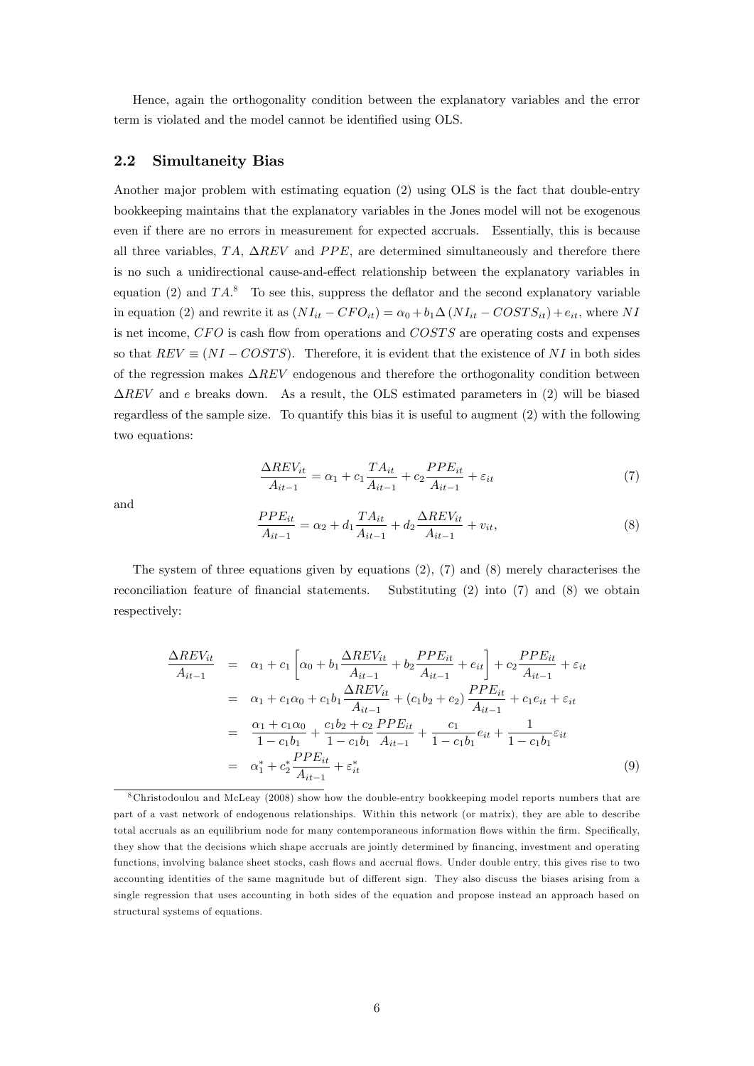Hence, again the orthogonality condition between the explanatory variables and the error term is violated and the model cannot be identified using OLS.

## 2.2 Simultaneity Bias

Another major problem with estimating equation (2) using OLS is the fact that double-entry bookkeeping maintains that the explanatory variables in the Jones model will not be exogenous even if there are no errors in measurement for expected accruals. Essentially, this is because all three variables, $TA$, $\Delta REV$ and $PPE$, are determined simultaneously and therefore there is no such a unidirectional cause-and-effect relationship between the explanatory variables in equation (2) and $TA$.[8] To see this, suppress the deflator and the second explanatory variable in equation (2) and rewrite it as $(NI_{it} - CFO_{it}) = \alpha_0 + b_1 \Delta (NI_{it} - COSTS_{it}) + e_{it}$, where $NI$ is net income, $CFO$ is cash flow from operations and $COSTS$ are operating costs and expenses so that $REV \equiv (NI - COSTS)$. Therefore, it is evident that the existence of $NI$ in both sides of the regression makes $\Delta REV$ endogenous and therefore the orthogonality condition between $\Delta REV$ and $e$ breaks down. As a result, the OLS estimated parameters in (2) will be biased regardless of the sample size. To quantify this bias it is useful to augment (2) with the following two equations:

$$\frac{\Delta REV_{it}}{A_{it-1}} = \alpha_1 + c_1 \frac{TA_{it}}{A_{it-1}} + c_2 \frac{PPE_{it}}{A_{it-1}} + \varepsilon_{it} \tag{7}$$

and

$$\frac{PPE_{it}}{A_{it-1}} = \alpha_2 + d_1 \frac{TA_{it}}{A_{it-1}} + d_2 \frac{\Delta REV_{it}}{A_{it-1}} + v_{it}, \tag{8}$$

The system of three equations given by equations (2), (7) and (8) merely characterises the reconciliation feature of financial statements. Substituting (2) into (7) and (8) we obtain respectively:

$$\begin{aligned}
\frac{\Delta REV_{it}}{A_{it-1}} &= \alpha_1 + c_1 \left[ \alpha_0 + b_1 \frac{\Delta REV_{it}}{A_{it-1}} + b_2 \frac{PPE_{it}}{A_{it-1}} + e_{it} \right] + c_2 \frac{PPE_{it}}{A_{it-1}} + \varepsilon_{it} \\
&= \alpha_1 + c_1 \alpha_0 + c_1 b_1 \frac{\Delta REV_{it}}{A_{it-1}} + (c_1 b_2 + c_2) \frac{PPE_{it}}{A_{it-1}} + c_1 e_{it} + \varepsilon_{it} \\
&= \frac{\alpha_1 + c_1 \alpha_0}{1 - c_1 b_1} + \frac{c_1 b_2 + c_2}{1 - c_1 b_1} \frac{PPE_{it}}{A_{it-1}} + \frac{c_1}{1 - c_1 b_1} e_{it} + \frac{1}{1 - c_1 b_1} \varepsilon_{it} \\
&= \alpha_1^* + c_2^* \frac{PPE_{it}}{A_{it-1}} + \varepsilon_{it}^*
\end{aligned} \tag{9}$$

[8] Christodoulou and McLeay (2008) show how the double-entry bookkeeping model reports numbers that are part of a vast network of endogenous relationships. Within this network (or matrix), they are able to describe total accruals as an equilibrium node for many contemporaneous information flows within the firm. Specifically, they show that the decisions which shape accruals are jointly determined by financing, investment and operating functions, involving balance sheet stocks, cash flows and accrual flows. Under double entry, this gives rise to two accounting identities of the same magnitude but of different sign. They also discuss the biases arising from a single regression that uses accounting in both sides of the equation and propose instead an approach based on structural systems of equations.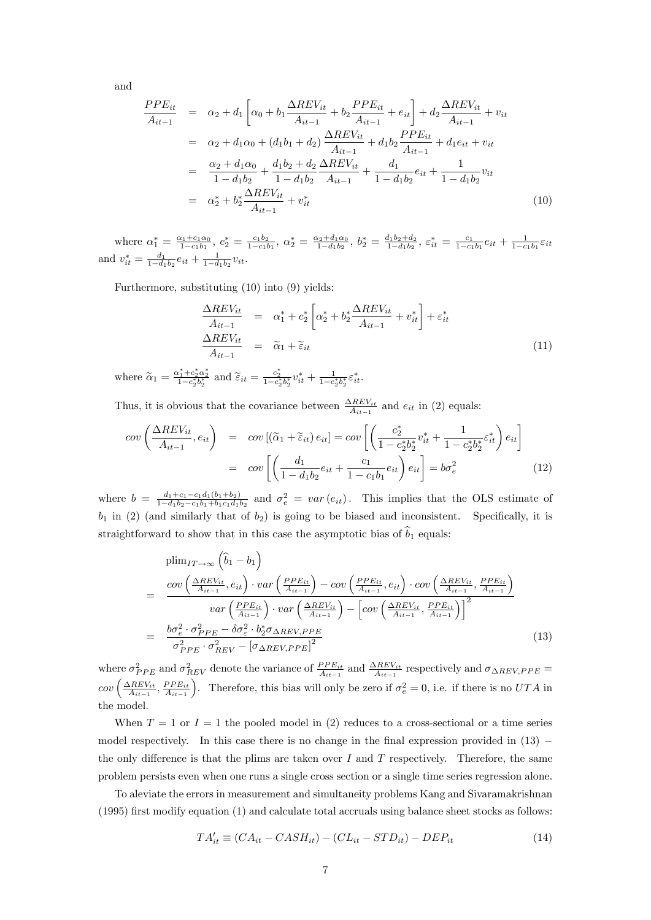and

$$
\begin{aligned}
\frac{PPE_{it}}{A_{it-1}} &= \alpha_2 + d_1\left[\alpha_0 + b_1\frac{\Delta REV_{it}}{A_{it-1}} + b_2\frac{PPE_{it}}{A_{it-1}} + e_{it}\right] + d_2\frac{\Delta REV_{it}}{A_{it-1}} + v_{it} \\
&= \alpha_2 + d_1\alpha_0 + (d_1b_1 + d_2)\frac{\Delta REV_{it}}{A_{it-1}} + d_1b_2\frac{PPE_{it}}{A_{it-1}} + d_1e_{it} + v_{it} \\
&= \frac{\alpha_2 + d_1\alpha_0}{1 - d_1b_2} + \frac{d_1b_2 + d_2}{1 - d_1b_2}\frac{\Delta REV_{it}}{A_{it-1}} + \frac{d_1}{1 - d_1b_2}e_{it} + \frac{1}{1 - d_1b_2}v_{it} \\
&= \alpha_2^* + b_2^*\frac{\Delta REV_{it}}{A_{it-1}} + v_{it}^* \qquad (10)
\end{aligned}
$$

where $\alpha_1^* = \frac{\alpha_1 + c_1\alpha_0}{1 - c_1b_1}$, $c_2^* = \frac{c_1b_2}{1 - c_1b_1}$, $\alpha_2^* = \frac{\alpha_2 + d_1\alpha_0}{1 - d_1b_2}$, $b_2^* = \frac{d_1b_2 + d_2}{1 - d_1b_2}$, $\varepsilon_{it}^* = \frac{c_1}{1 - c_1b_1}e_{it} + \frac{1}{1 - c_1b_1}\varepsilon_{it}$ and $v_{it}^* = \frac{d_1}{1 - d_1b_2}e_{it} + \frac{1}{1 - d_1b_2}v_{it}$.

Furthermore, substituting (10) into (9) yields:

$$
\begin{aligned}
\frac{\Delta REV_{it}}{A_{it-1}} &= \alpha_1^* + c_2^*\left[\alpha_2^* + b_2^*\frac{\Delta REV_{it}}{A_{it-1}} + v_{it}^*\right] + \varepsilon_{it}^* \\
\frac{\Delta REV_{it}}{A_{it-1}} &= \widetilde{\alpha}_1 + \widetilde{\varepsilon}_{it} \qquad (11)
\end{aligned}
$$

where $\widetilde{\alpha}_1 = \frac{\alpha_1^* + c_2^*\alpha_2^*}{1 - c_2^*b_2^*}$ and $\widetilde{\varepsilon}_{it} = \frac{c_2^*}{1 - c_2^*b_2^*}v_{it}^* + \frac{1}{1 - c_2^*b_2^*}\varepsilon_{it}^*$.

Thus, it is obvious that the covariance between $\frac{\Delta REV_{it}}{A_{it-1}}$ and $e_{it}$ in (2) equals:

$$
\begin{aligned}
cov\left(\frac{\Delta REV_{it}}{A_{it-1}}, e_{it}\right) &= cov\left[\left(\widetilde{\alpha}_1 + \widetilde{\varepsilon}_{it}\right)e_{it}\right] = cov\left[\left(\frac{c_2^*}{1 - c_2^*b_2^*}v_{it}^* + \frac{1}{1 - c_2^*b_2^*}\varepsilon_{it}^*\right)e_{it}\right] \\
&= cov\left[\left(\frac{d_1}{1 - d_1b_2}e_{it} + \frac{c_1}{1 - c_1b_1}e_{it}\right)e_{it}\right] = b\sigma_e^2 \qquad (12)
\end{aligned}
$$

where $b = \frac{d_1 + c_1 - c_1d_1(b_1 + b_2)}{1 - d_1b_2 - c_1b_1 + b_1c_1d_1b_2}$ and $\sigma_e^2 = var\left(e_{it}\right)$. This implies that the OLS estimate of $b_1$ in (2) (and similarly that of $b_2$) is going to be biased and inconsistent. Specifically, it is straightforward to show that in this case the asymptotic bias of $\widehat{b}_1$ equals:

$$
\begin{aligned}
&\text{plim}_{IT\to\infty}\left(\widehat{b}_1 - b_1\right) \\
&= \frac{cov\left(\frac{\Delta REV_{it}}{A_{it-1}}, e_{it}\right)\cdot var\left(\frac{PPE_{it}}{A_{it-1}}\right) - cov\left(\frac{PPE_{it}}{A_{it-1}}, e_{it}\right)\cdot cov\left(\frac{\Delta REV_{it}}{A_{it-1}}, \frac{PPE_{it}}{A_{it-1}}\right)}{var\left(\frac{PPE_{it}}{A_{it-1}}\right)\cdot var\left(\frac{\Delta REV_{it}}{A_{it-1}}\right) - \left[cov\left(\frac{\Delta REV_{it}}{A_{it-1}}, \frac{PPE_{it}}{A_{it-1}}\right)\right]^2} \\
&= \frac{b\sigma_e^2\cdot\sigma_{PPE}^2 - \delta\sigma_\varepsilon^2\cdot b_2^*\sigma_{\Delta REV,PPE}}{\sigma_{PPE}^2\cdot\sigma_{REV}^2 - \left[\sigma_{\Delta REV,PPE}\right]^2} \qquad (13)
\end{aligned}
$$

where $\sigma_{PPE}^2$ and $\sigma_{REV}^2$ denote the variance of $\frac{PPE_{it}}{A_{it-1}}$ and $\frac{\Delta REV_{it}}{A_{it-1}}$ respectively and $\sigma_{\Delta REV,PPE} = cov\left(\frac{\Delta REV_{it}}{A_{it-1}}, \frac{PPE_{it}}{A_{it-1}}\right)$. Therefore, this bias will only be zero if $\sigma_e^2 = 0$, i.e. if there is no $UTA$ in the model.

When $T = 1$ or $I = 1$ the pooled model in (2) reduces to a cross-sectional or a time series model respectively. In this case there is no change in the final expression provided in (13) − the only difference is that the plims are taken over $I$ and $T$ respectively. Therefore, the same problem persists even when one runs a single cross section or a single time series regression alone.

To aleviate the errors in measurement and simultaneity problems Kang and Sivaramakrishnan (1995) first modify equation (1) and calculate total accruals using balance sheet stocks as follows:

$$
TA_{it}' \equiv (CA_{it} - CASH_{it}) - (CL_{it} - STD_{it}) - DEP_{it} \qquad (14)
$$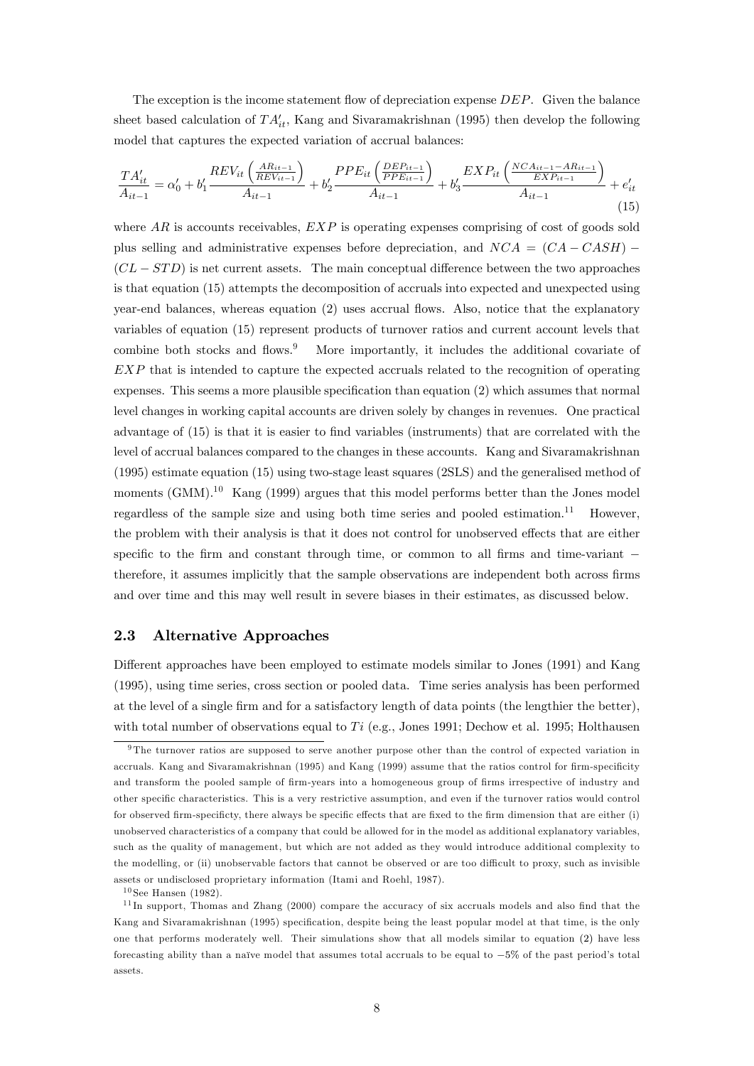The exception is the income statement flow of depreciation expense $DEP$. Given the balance sheet based calculation of $TA'_{it}$, Kang and Sivaramakrishnan (1995) then develop the following model that captures the expected variation of accrual balances:

$$\frac{TA'_{it}}{A_{it-1}} = \alpha'_0 + b'_1 \frac{REV_{it}\left(\frac{AR_{it-1}}{REV_{it-1}}\right)}{A_{it-1}} + b'_2 \frac{PPE_{it}\left(\frac{DEP_{it-1}}{PPE_{it-1}}\right)}{A_{it-1}} + b'_3 \frac{EXP_{it}\left(\frac{NCA_{it-1}-AR_{it-1}}{EXP_{it-1}}\right)}{A_{it-1}} + e'_{it} \tag{15}$$

where $AR$ is accounts receivables, $EXP$ is operating expenses comprising of cost of goods sold plus selling and administrative expenses before depreciation, and $NCA = (CA - CASH) - (CL - STD)$ is net current assets. The main conceptual difference between the two approaches is that equation (15) attempts the decomposition of accruals into expected and unexpected using year-end balances, whereas equation (2) uses accrual flows. Also, notice that the explanatory variables of equation (15) represent products of turnover ratios and current account levels that combine both stocks and flows.[9] More importantly, it includes the additional covariate of $EXP$ that is intended to capture the expected accruals related to the recognition of operating expenses. This seems a more plausible specification than equation (2) which assumes that normal level changes in working capital accounts are driven solely by changes in revenues. One practical advantage of (15) is that it is easier to find variables (instruments) that are correlated with the level of accrual balances compared to the changes in these accounts. Kang and Sivaramakrishnan (1995) estimate equation (15) using two-stage least squares (2SLS) and the generalised method of moments (GMM).[10] Kang (1999) argues that this model performs better than the Jones model regardless of the sample size and using both time series and pooled estimation.[11] However, the problem with their analysis is that it does not control for unobserved effects that are either specific to the firm and constant through time, or common to all firms and time-variant − therefore, it assumes implicitly that the sample observations are independent both across firms and over time and this may well result in severe biases in their estimates, as discussed below.

### 2.3 Alternative Approaches

Different approaches have been employed to estimate models similar to Jones (1991) and Kang (1995), using time series, cross section or pooled data. Time series analysis has been performed at the level of a single firm and for a satisfactory length of data points (the lengthier the better), with total number of observations equal to $Ti$ (e.g., Jones 1991; Dechow et al. 1995; Holthausen

---

[9] The turnover ratios are supposed to serve another purpose other than the control of expected variation in accruals. Kang and Sivaramakrishnan (1995) and Kang (1999) assume that the ratios control for firm-specificity and transform the pooled sample of firm-years into a homogeneous group of firms irrespective of industry and other specific characteristics. This is a very restrictive assumption, and even if the turnover ratios would control for observed firm-specificty, there always be specific effects that are fixed to the firm dimension that are either (i) unobserved characteristics of a company that could be allowed for in the model as additional explanatory variables, such as the quality of management, but which are not added as they would introduce additional complexity to the modelling, or (ii) unobservable factors that cannot be observed or are too difficult to proxy, such as invisible assets or undisclosed proprietary information (Itami and Roehl, 1987).

[10] See Hansen (1982).

[11] In support, Thomas and Zhang (2000) compare the accuracy of six accruals models and also find that the Kang and Sivaramakrishnan (1995) specification, despite being the least popular model at that time, is the only one that performs moderately well. Their simulations show that all models similar to equation (2) have less forecasting ability than a naïve model that assumes total accruals to be equal to −5% of the past period's total assets.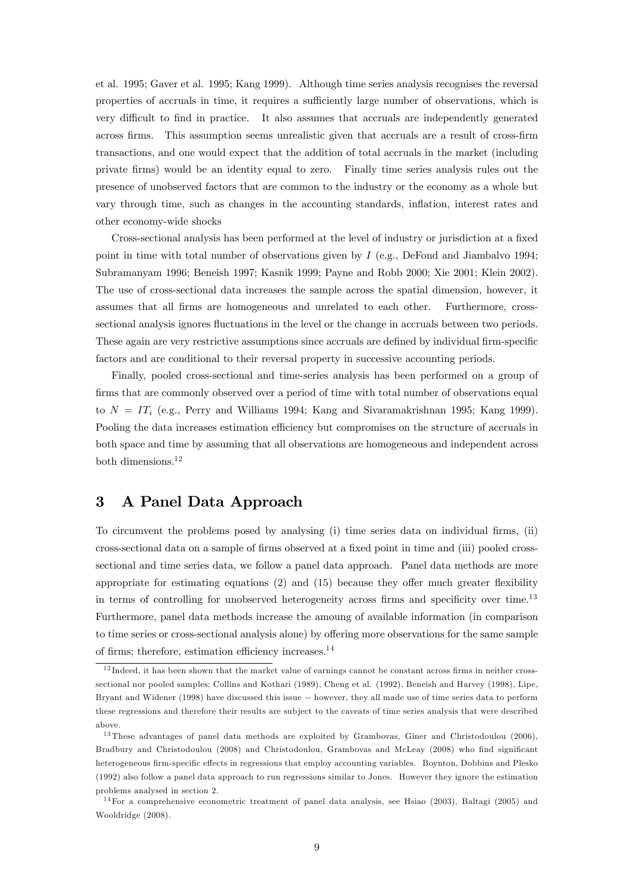et al. 1995; Gaver et al. 1995; Kang 1999). Although time series analysis recognises the reversal properties of accruals in time, it requires a sufficiently large number of observations, which is very difficult to find in practice. It also assumes that accruals are independently generated across firms. This assumption seems unrealistic given that accruals are a result of cross-firm transactions, and one would expect that the addition of total accruals in the market (including private firms) would be an identity equal to zero. Finally time series analysis rules out the presence of unobserved factors that are common to the industry or the economy as a whole but vary through time, such as changes in the accounting standards, inflation, interest rates and other economy-wide shocks

Cross-sectional analysis has been performed at the level of industry or jurisdiction at a fixed point in time with total number of observations given by $I$ (e.g., DeFond and Jiambalvo 1994; Subramanyam 1996; Beneish 1997; Kasnik 1999; Payne and Robb 2000; Xie 2001; Klein 2002). The use of cross-sectional data increases the sample across the spatial dimension, however, it assumes that all firms are homogeneous and unrelated to each other. Furthermore, cross-sectional analysis ignores fluctuations in the level or the change in accruals between two periods. These again are very restrictive assumptions since accruals are defined by individual firm-specific factors and are conditional to their reversal property in successive accounting periods.

Finally, pooled cross-sectional and time-series analysis has been performed on a group of firms that are commonly observed over a period of time with total number of observations equal to $N = IT_i$ (e.g., Perry and Williams 1994; Kang and Sivaramakrishnan 1995; Kang 1999). Pooling the data increases estimation efficiency but compromises on the structure of accruals in both space and time by assuming that all observations are homogeneous and independent across both dimensions.[12]

## 3 A Panel Data Approach

To circumvent the problems posed by analysing (i) time series data on individual firms, (ii) cross-sectional data on a sample of firms observed at a fixed point in time and (iii) pooled cross-sectional and time series data, we follow a panel data approach. Panel data methods are more appropriate for estimating equations (2) and (15) because they offer much greater flexibility in terms of controlling for unobserved heterogeneity across firms and specificity over time.[13] Furthermore, panel data methods increase the amoung of available information (in comparison to time series or cross-sectional analysis alone) by offering more observations for the same sample of firms; therefore, estimation efficiency increases.[14]

---

[12] Indeed, it has been shown that the market value of earnings cannot be constant across firms in neither cross-sectional nor pooled samples; Collins and Kothari (1989), Cheng et al. (1992), Beneish and Harvey (1998), Lipe, Bryant and Widener (1998) have discussed this issue − however, they all made use of time series data to perform these regressions and therefore their results are subject to the caveats of time series analysis that were described above.

[13] These advantages of panel data methods are exploited by Grambovas, Giner and Christodoulou (2006), Bradbury and Christodoulou (2008) and Christodoulou, Grambovas and McLeay (2008) who find significant heterogeneous firm-specific effects in regressions that employ accounting variables. Boynton, Dobbins and Plesko (1992) also follow a panel data approach to run regressions similar to Jones. However they ignore the estimation problems analysed in section 2.

[14] For a comprehensive econometric treatment of panel data analysis, see Hsiao (2003), Baltagi (2005) and Wooldridge (2008).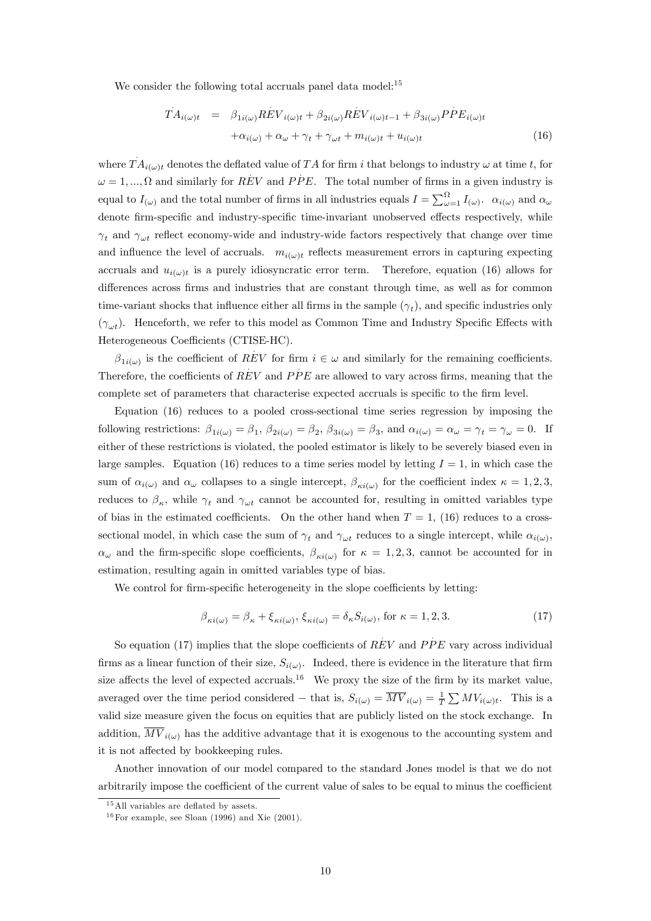We consider the following total accruals panel data model:[15]

$$
\begin{aligned}
\dot{TA}_{i(\omega)t} &= \beta_{1i(\omega)}\dot{REV}_{i(\omega)t} + \beta_{2i(\omega)}\dot{REV}_{i(\omega)t-1} + \beta_{3i(\omega)}\dot{PPE}_{i(\omega)t} \\
&\quad + \alpha_{i(\omega)} + \alpha_{\omega} + \gamma_t + \gamma_{\omega t} + m_{i(\omega)t} + u_{i(\omega)t}
\end{aligned}
\tag{16}
$$

where $\dot{TA}_{i(\omega)t}$ denotes the deflated value of $TA$ for firm $i$ that belongs to industry $\omega$ at time $t$, for $\omega = 1, ..., \Omega$ and similarly for $\dot{REV}$ and $\dot{PPE}$. The total number of firms in a given industry is equal to $I_{(\omega)}$ and the total number of firms in all industries equals $I = \sum_{\omega=1}^{\Omega} I_{(\omega)}$. $\alpha_{i(\omega)}$ and $\alpha_{\omega}$ denote firm-specific and industry-specific time-invariant unobserved effects respectively, while $\gamma_t$ and $\gamma_{\omega t}$ reflect economy-wide and industry-wide factors respectively that change over time and influence the level of accruals. $m_{i(\omega)t}$ reflects measurement errors in capturing expecting accruals and $u_{i(\omega)t}$ is a purely idiosyncratic error term. Therefore, equation (16) allows for differences across firms and industries that are constant through time, as well as for common time-variant shocks that influence either all firms in the sample ($\gamma_t$), and specific industries only ($\gamma_{\omega t}$). Henceforth, we refer to this model as Common Time and Industry Specific Effects with Heterogeneous Coefficients (CTISE-HC).

$\beta_{1i(\omega)}$ is the coefficient of $\dot{REV}$ for firm $i \in \omega$ and similarly for the remaining coefficients. Therefore, the coefficients of $\dot{REV}$ and $\dot{PPE}$ are allowed to vary across firms, meaning that the complete set of parameters that characterise expected accruals is specific to the firm level.

Equation (16) reduces to a pooled cross-sectional time series regression by imposing the following restrictions: $\beta_{1i(\omega)} = \beta_1$, $\beta_{2i(\omega)} = \beta_2$, $\beta_{3i(\omega)} = \beta_3$, and $\alpha_{i(\omega)} = \alpha_{\omega} = \gamma_t = \gamma_{\omega} = 0$. If either of these restrictions is violated, the pooled estimator is likely to be severely biased even in large samples. Equation (16) reduces to a time series model by letting $I = 1$, in which case the sum of $\alpha_{i(\omega)}$ and $\alpha_{\omega}$ collapses to a single intercept, $\beta_{\kappa i(\omega)}$ for the coefficient index $\kappa = 1, 2, 3$, reduces to $\beta_{\kappa}$, while $\gamma_t$ and $\gamma_{\omega t}$ cannot be accounted for, resulting in omitted variables type of bias in the estimated coefficients. On the other hand when $T = 1$, (16) reduces to a cross-sectional model, in which case the sum of $\gamma_t$ and $\gamma_{\omega t}$ reduces to a single intercept, while $\alpha_{i(\omega)}$, $\alpha_{\omega}$ and the firm-specific slope coefficients, $\beta_{\kappa i(\omega)}$ for $\kappa = 1, 2, 3$, cannot be accounted for in estimation, resulting again in omitted variables type of bias.

We control for firm-specific heterogeneity in the slope coefficients by letting:

$$
\beta_{\kappa i(\omega)} = \beta_{\kappa} + \xi_{\kappa i(\omega)}, \; \xi_{\kappa i(\omega)} = \delta_{\kappa} S_{i(\omega)}, \text{ for } \kappa = 1, 2, 3. \tag{17}
$$

So equation (17) implies that the slope coefficients of $\dot{REV}$ and $\dot{PPE}$ vary across individual firms as a linear function of their size, $S_{i(\omega)}$. Indeed, there is evidence in the literature that firm size affects the level of expected accruals.[16] We proxy the size of the firm by its market value, averaged over the time period considered − that is, $S_{i(\omega)} = \overline{MV}_{i(\omega)} = \frac{1}{T}\sum MV_{i(\omega)t}$. This is a valid size measure given the focus on equities that are publicly listed on the stock exchange. In addition, $\overline{MV}_{i(\omega)}$ has the additive advantage that it is exogenous to the accounting system and it is not affected by bookkeeping rules.

Another innovation of our model compared to the standard Jones model is that we do not arbitrarily impose the coefficient of the current value of sales to be equal to minus the coefficient

[15] All variables are deflated by assets.

[16] For example, see Sloan (1996) and Xie (2001).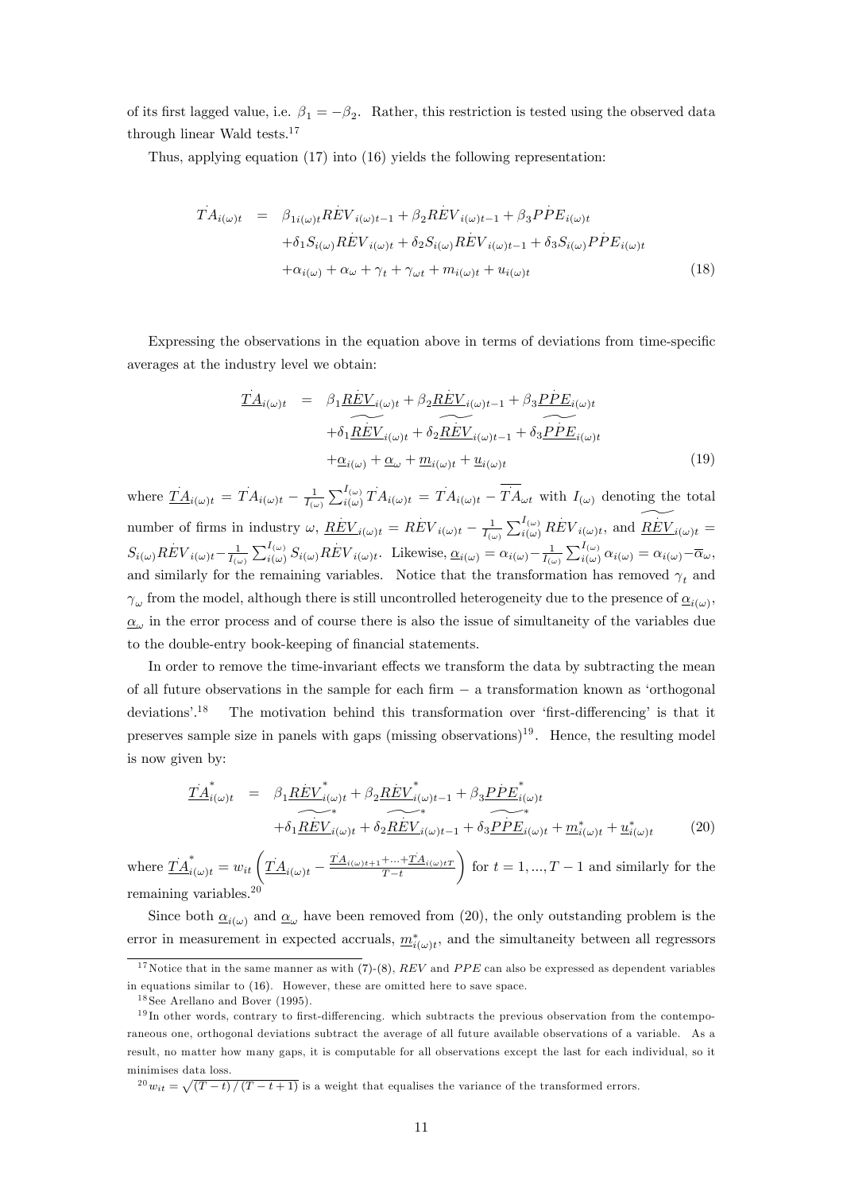of its first lagged value, i.e. $\beta_1 = -\beta_2$. Rather, this restriction is tested using the observed data through linear Wald tests.[17]

Thus, applying equation (17) into (16) yields the following representation:

$$
\begin{aligned}
\dot{TA}_{i(\omega)t} = \; & \beta_{1i(\omega)t}\dot{REV}_{i(\omega)t-1} + \beta_2 \dot{REV}_{i(\omega)t-1} + \beta_3 \dot{PPE}_{i(\omega)t} \\
& + \delta_1 S_{i(\omega)} \dot{REV}_{i(\omega)t} + \delta_2 S_{i(\omega)} \dot{REV}_{i(\omega)t-1} + \delta_3 S_{i(\omega)} \dot{PPE}_{i(\omega)t} \\
& + \alpha_{i(\omega)} + \alpha_\omega + \gamma_t + \gamma_{\omega t} + m_{i(\omega)t} + u_{i(\omega)t}
\end{aligned} \tag{18}
$$

Expressing the observations in the equation above in terms of deviations from time-specific averages at the industry level we obtain:

$$
\begin{aligned}
\underline{\dot{TA}}_{i(\omega)t} = \; & \beta_1 \underline{\dot{REV}}_{i(\omega)t} + \beta_2 \underline{\dot{REV}}_{i(\omega)t-1} + \beta_3 \underline{\dot{PPE}}_{i(\omega)t} \\
& + \delta_1 \underline{\widetilde{\dot{REV}}}_{i(\omega)t} + \delta_2 \underline{\widetilde{\dot{REV}}}_{i(\omega)t-1} + \delta_3 \underline{\widetilde{\dot{PPE}}}_{i(\omega)t} \\
& + \underline{\alpha}_{i(\omega)} + \underline{\alpha}_\omega + \underline{m}_{i(\omega)t} + \underline{u}_{i(\omega)t}
\end{aligned} \tag{19}
$$

where $\underline{\dot{TA}}_{i(\omega)t} = \dot{TA}_{i(\omega)t} - \frac{1}{I_{(\omega)}} \sum_{i(\omega)}^{I_{(\omega)}} \dot{TA}_{i(\omega)t} = \dot{TA}_{i(\omega)t} - \overline{\dot{TA}}_{\omega t}$ with $I_{(\omega)}$ denoting the total number of firms in industry $\omega$, $\underline{\dot{REV}}_{i(\omega)t} = \dot{REV}_{i(\omega)t} - \frac{1}{I_{(\omega)}} \sum_{i(\omega)}^{I_{(\omega)}} \dot{REV}_{i(\omega)t}$, and $\underline{\widetilde{\dot{REV}}}_{i(\omega)t} = S_{i(\omega)} \dot{REV}_{i(\omega)t} - \frac{1}{I_{(\omega)}} \sum_{i(\omega)}^{I_{(\omega)}} S_{i(\omega)} \dot{REV}_{i(\omega)t}$. Likewise, $\underline{\alpha}_{i(\omega)} = \alpha_{i(\omega)} - \frac{1}{I_{(\omega)}} \sum_{i(\omega)}^{I_{(\omega)}} \alpha_{i(\omega)} = \alpha_{i(\omega)} - \overline{\alpha}_\omega$, and similarly for the remaining variables. Notice that the transformation has removed $\gamma_t$ and $\gamma_\omega$ from the model, although there is still uncontrolled heterogeneity due to the presence of $\underline{\alpha}_{i(\omega)}$, $\underline{\alpha}_\omega$ in the error process and of course there is also the issue of simultaneity of the variables due to the double-entry book-keeping of financial statements.

In order to remove the time-invariant effects we transform the data by subtracting the mean of all future observations in the sample for each firm − a transformation known as 'orthogonal deviations'.[18] The motivation behind this transformation over 'first-differencing' is that it preserves sample size in panels with gaps (missing observations)[19]. Hence, the resulting model is now given by:

$$
\begin{aligned}
\underline{\dot{TA}}^*_{i(\omega)t} = \; & \beta_1 \underline{\dot{REV}}^*_{i(\omega)t} + \beta_2 \underline{\dot{REV}}^*_{i(\omega)t-1} + \beta_3 \underline{\dot{PPE}}^*_{i(\omega)t} \\
& + \delta_1 \underline{\widetilde{\dot{REV}}}^*_{i(\omega)t} + \delta_2 \underline{\widetilde{\dot{REV}}}^*_{i(\omega)t-1} + \delta_3 \underline{\widetilde{\dot{PPE}}}^*_{i(\omega)t} + \underline{m}^*_{i(\omega)t} + \underline{u}^*_{i(\omega)t}
\end{aligned} \tag{20}
$$

where $\underline{\dot{TA}}^*_{i(\omega)t} = w_{it} \left( \underline{\dot{TA}}_{i(\omega)t} - \frac{\underline{\dot{TA}}_{i(\omega)t+1} + \ldots + \underline{\dot{TA}}_{i(\omega)tT}}{T-t} \right)$ for $t = 1, ..., T-1$ and similarly for the remaining variables.[20]

Since both $\underline{\alpha}_{i(\omega)}$ and $\underline{\alpha}_\omega$ have been removed from (20), the only outstanding problem is the error in measurement in expected accruals, $\underline{m}^*_{i(\omega)t}$, and the simultaneity between all regressors

---

[17] Notice that in the same manner as with (7)-(8), $REV$ and $PPE$ can also be expressed as dependent variables in equations similar to (16). However, these are omitted here to save space.

[18] See Arellano and Bover (1995).

[19] In other words, contrary to first-differencing. which subtracts the previous observation from the contemporaneous one, orthogonal deviations subtract the average of all future available observations of a variable. As a result, no matter how many gaps, it is computable for all observations except the last for each individual, so it minimises data loss.

[20] $w_{it} = \sqrt{(T-t)/(T-t+1)}$ is a weight that equalises the variance of the transformed errors.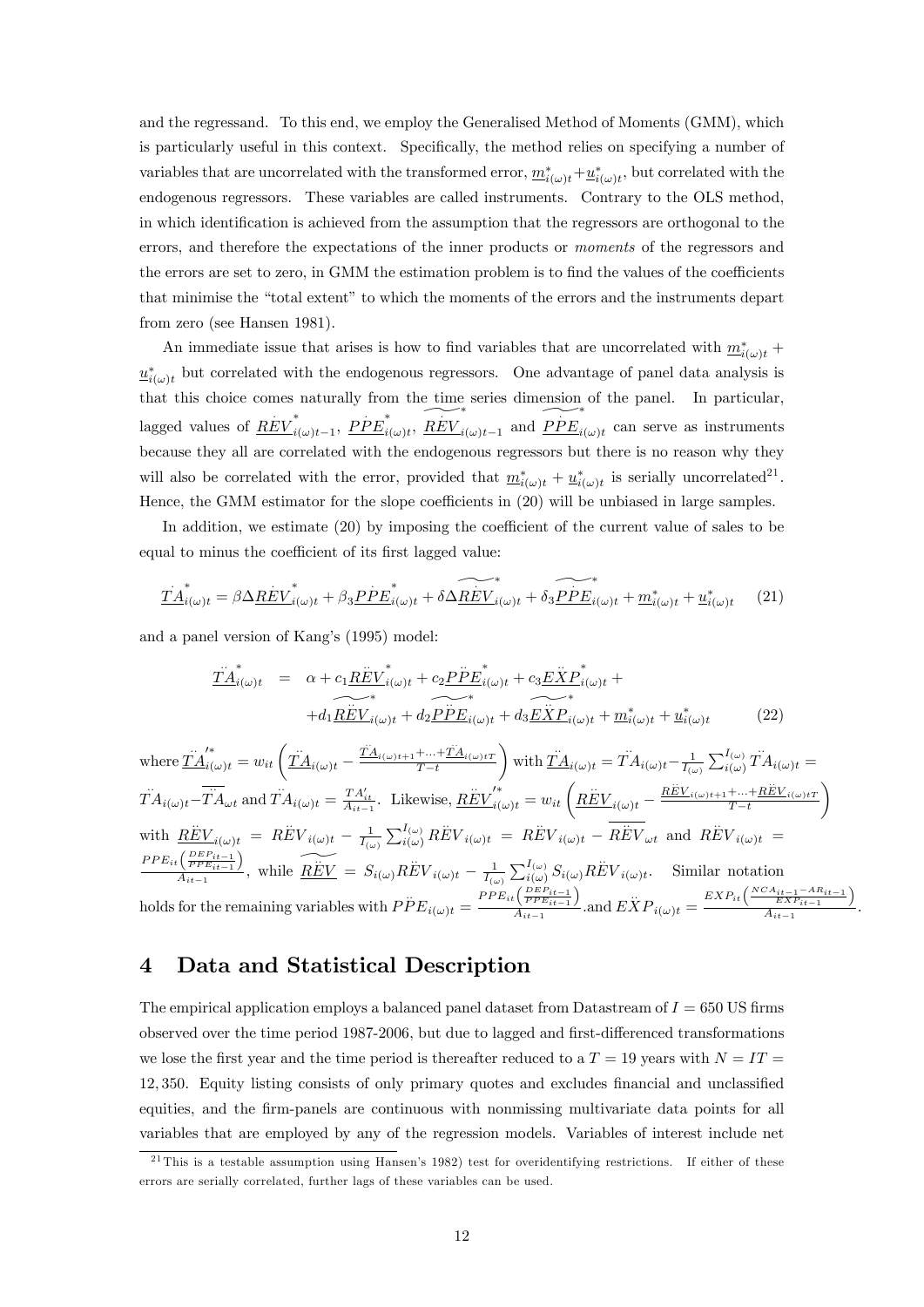and the regressand. To this end, we employ the Generalised Method of Moments (GMM), which is particularly useful in this context. Specifically, the method relies on specifying a number of variables that are uncorrelated with the transformed error, $\underline{m}^*_{i(\omega)t}+\underline{u}^*_{i(\omega)t}$, but correlated with the endogenous regressors. These variables are called instruments. Contrary to the OLS method, in which identification is achieved from the assumption that the regressors are orthogonal to the errors, and therefore the expectations of the inner products or *moments* of the regressors and the errors are set to zero, in GMM the estimation problem is to find the values of the coefficients that minimise the "total extent" to which the moments of the errors and the instruments depart from zero (see Hansen 1981).

An immediate issue that arises is how to find variables that are uncorrelated with $\underline{m}^*_{i(\omega)t}+\underline{u}^*_{i(\omega)t}$ but correlated with the endogenous regressors. One advantage of panel data analysis is that this choice comes naturally from the time series dimension of the panel. In particular, lagged values of $\underline{\dot{REV}}^*_{i(\omega)t-1}$, $\underline{\dot{PPE}}^*_{i(\omega)t}$, $\widetilde{\underline{\dot{REV}}}^*_{i(\omega)t-1}$ and $\widetilde{\underline{\dot{PPE}}}^*_{i(\omega)t}$ can serve as instruments because they all are correlated with the endogenous regressors but there is no reason why they will also be correlated with the error, provided that $\underline{m}^*_{i(\omega)t}+\underline{u}^*_{i(\omega)t}$ is serially uncorrelated[21]. Hence, the GMM estimator for the slope coefficients in (20) will be unbiased in large samples.

In addition, we estimate (20) by imposing the coefficient of the current value of sales to be equal to minus the coefficient of its first lagged value:

$$\underline{\dot{TA}}^*_{i(\omega)t}=\beta\Delta\underline{\dot{REV}}^*_{i(\omega)t}+\beta_3\underline{\dot{PPE}}^*_{i(\omega)t}+\delta\Delta\widetilde{\underline{\dot{REV}}}^*_{i(\omega)t}+\delta_3\widetilde{\underline{\dot{PPE}}}^*_{i(\omega)t}+\underline{m}^*_{i(\omega)t}+\underline{u}^*_{i(\omega)t} \quad (21)$$

and a panel version of Kang's (1995) model:

$$\begin{aligned}\underline{\ddot{TA}}^*_{i(\omega)t} &= \alpha+c_1\underline{\ddot{REV}}^*_{i(\omega)t}+c_2\underline{\ddot{PPE}}^*_{i(\omega)t}+c_3\underline{\ddot{EXP}}^*_{i(\omega)t}+\\ &+d_1\widetilde{\underline{\ddot{REV}}}^*_{i(\omega)t}+d_2\widetilde{\underline{\ddot{PPE}}}^*_{i(\omega)t}+d_3\widetilde{\underline{\ddot{EXP}}}^*_{i(\omega)t}+\underline{m}^*_{i(\omega)t}+\underline{u}^*_{i(\omega)t} \quad (22)\end{aligned}$$

where $\underline{\ddot{TA}}'^*_{i(\omega)t}=w_{it}\left(\underline{\ddot{TA}}_{i(\omega)t}-\frac{\underline{\ddot{TA}}_{i(\omega)t+1}+\ldots+\underline{\ddot{TA}}_{i(\omega)tT}}{T-t}\right)$ with $\underline{\ddot{TA}}_{i(\omega)t}=\ddot{TA}_{i(\omega)t}-\frac{1}{I_{(\omega)}}\sum_{i(\omega)}^{I_{(\omega)}}\ddot{TA}_{i(\omega)t}=\ddot{TA}_{i(\omega)t}-\overline{\ddot{TA}}_{\omega t}$ and $\ddot{TA}_{i(\omega)t}=\frac{TA'_{it}}{A_{it-1}}$. Likewise, $\underline{\ddot{REV}}'^*_{i(\omega)t}=w_{it}\left(\underline{\ddot{REV}}_{i(\omega)t}-\frac{\underline{\ddot{REV}}_{i(\omega)t+1}+\ldots+\underline{\ddot{REV}}_{i(\omega)tT}}{T-t}\right)$ with $\underline{\ddot{REV}}_{i(\omega)t}=\ddot{REV}_{i(\omega)t}-\frac{1}{I_{(\omega)}}\sum_{i(\omega)}^{I_{(\omega)}}\ddot{REV}_{i(\omega)t}=\ddot{REV}_{i(\omega)t}-\overline{\ddot{REV}}_{\omega t}$ and $\ddot{REV}_{i(\omega)t}=\frac{PPE_{it}\left(\frac{DEP_{it-1}}{PPE_{it-1}}\right)}{A_{it-1}}$, while $\widetilde{\underline{\ddot{REV}}}=S_{i(\omega)}\ddot{REV}_{i(\omega)t}-\frac{1}{I_{(\omega)}}\sum_{i(\omega)}^{I_{(\omega)}}S_{i(\omega)}\ddot{REV}_{i(\omega)t}$. Similar notation holds for the remaining variables with $\ddot{PPE}_{i(\omega)t}=\frac{PPE_{it}\left(\frac{DEP_{it-1}}{PPE_{it-1}}\right)}{A_{it-1}}$.and $\ddot{EXP}_{i(\omega)t}=\frac{EXP_{it}\left(\frac{NCA_{it-1}-AR_{it-1}}{EXP_{it-1}}\right)}{A_{it-1}}$.

## 4 Data and Statistical Description

The empirical application employs a balanced panel dataset from Datastream of $I=650$ US firms observed over the time period 1987-2006, but due to lagged and first-differenced transformations we lose the first year and the time period is thereafter reduced to a $T=19$ years with $N=IT=12,350$. Equity listing consists of only primary quotes and excludes financial and unclassified equities, and the firm-panels are continuous with nonmissing multivariate data points for all variables that are employed by any of the regression models. Variables of interest include net

[21] This is a testable assumption using Hansen's 1982) test for overidentifying restrictions. If either of these errors are serially correlated, further lags of these variables can be used.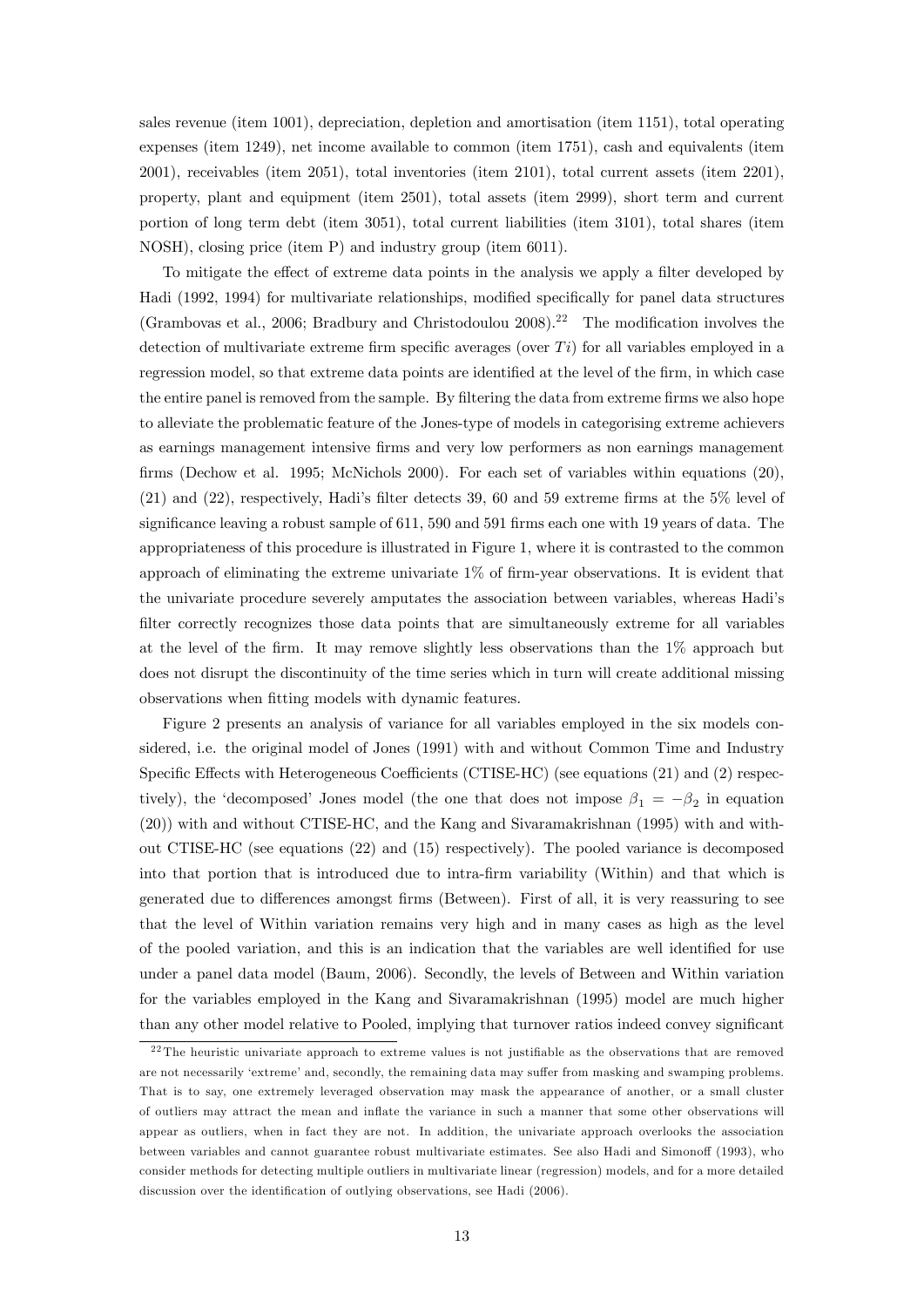sales revenue (item 1001), depreciation, depletion and amortisation (item 1151), total operating expenses (item 1249), net income available to common (item 1751), cash and equivalents (item 2001), receivables (item 2051), total inventories (item 2101), total current assets (item 2201), property, plant and equipment (item 2501), total assets (item 2999), short term and current portion of long term debt (item 3051), total current liabilities (item 3101), total shares (item NOSH), closing price (item P) and industry group (item 6011).

To mitigate the effect of extreme data points in the analysis we apply a filter developed by Hadi (1992, 1994) for multivariate relationships, modified specifically for panel data structures (Grambovas et al., 2006; Bradbury and Christodoulou 2008).[22] The modification involves the detection of multivariate extreme firm specific averages (over $Ti$) for all variables employed in a regression model, so that extreme data points are identified at the level of the firm, in which case the entire panel is removed from the sample. By filtering the data from extreme firms we also hope to alleviate the problematic feature of the Jones-type of models in categorising extreme achievers as earnings management intensive firms and very low performers as non earnings management firms (Dechow et al. 1995; McNichols 2000). For each set of variables within equations (20), (21) and (22), respectively, Hadi's filter detects 39, 60 and 59 extreme firms at the 5% level of significance leaving a robust sample of 611, 590 and 591 firms each one with 19 years of data. The appropriateness of this procedure is illustrated in Figure 1, where it is contrasted to the common approach of eliminating the extreme univariate 1% of firm-year observations. It is evident that the univariate procedure severely amputates the association between variables, whereas Hadi's filter correctly recognizes those data points that are simultaneously extreme for all variables at the level of the firm. It may remove slightly less observations than the 1% approach but does not disrupt the discontinuity of the time series which in turn will create additional missing observations when fitting models with dynamic features.

Figure 2 presents an analysis of variance for all variables employed in the six models considered, i.e. the original model of Jones (1991) with and without Common Time and Industry Specific Effects with Heterogeneous Coefficients (CTISE-HC) (see equations (21) and (2) respectively), the 'decomposed' Jones model (the one that does not impose $\beta_1 = -\beta_2$ in equation (20)) with and without CTISE-HC, and the Kang and Sivaramakrishnan (1995) with and without CTISE-HC (see equations (22) and (15) respectively). The pooled variance is decomposed into that portion that is introduced due to intra-firm variability (Within) and that which is generated due to differences amongst firms (Between). First of all, it is very reassuring to see that the level of Within variation remains very high and in many cases as high as the level of the pooled variation, and this is an indication that the variables are well identified for use under a panel data model (Baum, 2006). Secondly, the levels of Between and Within variation for the variables employed in the Kang and Sivaramakrishnan (1995) model are much higher than any other model relative to Pooled, implying that turnover ratios indeed convey significant

[22] The heuristic univariate approach to extreme values is not justifiable as the observations that are removed are not necessarily 'extreme' and, secondly, the remaining data may suffer from masking and swamping problems. That is to say, one extremely leveraged observation may mask the appearance of another, or a small cluster of outliers may attract the mean and inflate the variance in such a manner that some other observations will appear as outliers, when in fact they are not. In addition, the univariate approach overlooks the association between variables and cannot guarantee robust multivariate estimates. See also Hadi and Simonoff (1993), who consider methods for detecting multiple outliers in multivariate linear (regression) models, and for a more detailed discussion over the identification of outlying observations, see Hadi (2006).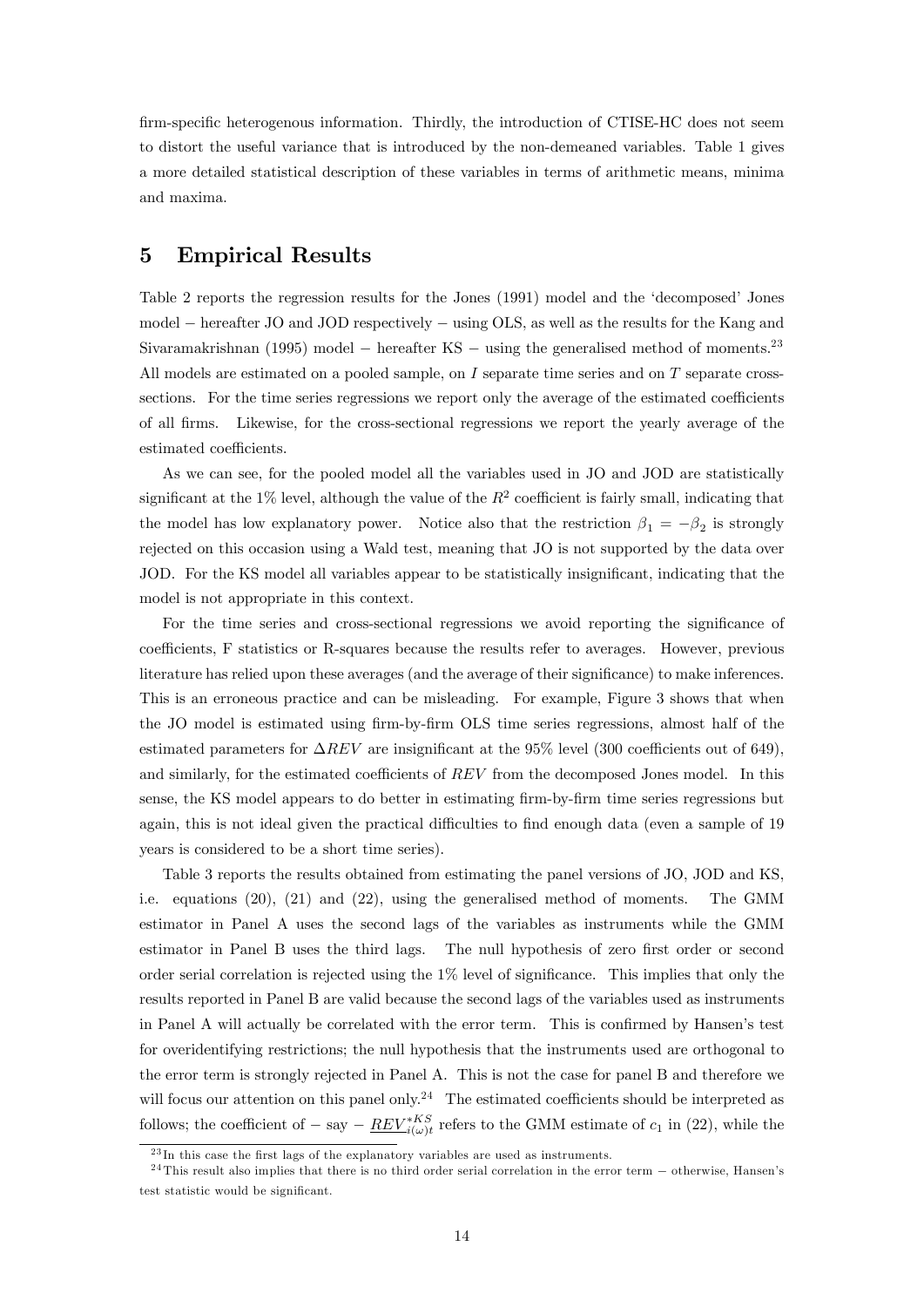firm-specific heterogenous information. Thirdly, the introduction of CTISE-HC does not seem to distort the useful variance that is introduced by the non-demeaned variables. Table 1 gives a more detailed statistical description of these variables in terms of arithmetic means, minima and maxima.

# 5 Empirical Results

Table 2 reports the regression results for the Jones (1991) model and the 'decomposed' Jones model − hereafter JO and JOD respectively − using OLS, as well as the results for the Kang and Sivaramakrishnan (1995) model − hereafter KS − using the generalised method of moments.[23] All models are estimated on a pooled sample, on $I$ separate time series and on $T$ separate cross-sections. For the time series regressions we report only the average of the estimated coefficients of all firms. Likewise, for the cross-sectional regressions we report the yearly average of the estimated coefficients.

As we can see, for the pooled model all the variables used in JO and JOD are statistically significant at the 1% level, although the value of the $R^2$ coefficient is fairly small, indicating that the model has low explanatory power. Notice also that the restriction $\beta_1 = -\beta_2$ is strongly rejected on this occasion using a Wald test, meaning that JO is not supported by the data over JOD. For the KS model all variables appear to be statistically insignificant, indicating that the model is not appropriate in this context.

For the time series and cross-sectional regressions we avoid reporting the significance of coefficients, F statistics or R-squares because the results refer to averages. However, previous literature has relied upon these averages (and the average of their significance) to make inferences. This is an erroneous practice and can be misleading. For example, Figure 3 shows that when the JO model is estimated using firm-by-firm OLS time series regressions, almost half of the estimated parameters for $\Delta REV$ are insignificant at the 95% level (300 coefficients out of 649), and similarly, for the estimated coefficients of $REV$ from the decomposed Jones model. In this sense, the KS model appears to do better in estimating firm-by-firm time series regressions but again, this is not ideal given the practical difficulties to find enough data (even a sample of 19 years is considered to be a short time series).

Table 3 reports the results obtained from estimating the panel versions of JO, JOD and KS, i.e. equations (20), (21) and (22), using the generalised method of moments. The GMM estimator in Panel A uses the second lags of the variables as instruments while the GMM estimator in Panel B uses the third lags. The null hypothesis of zero first order or second order serial correlation is rejected using the 1% level of significance. This implies that only the results reported in Panel B are valid because the second lags of the variables used as instruments in Panel A will actually be correlated with the error term. This is confirmed by Hansen's test for overidentifying restrictions; the null hypothesis that the instruments used are orthogonal to the error term is strongly rejected in Panel A. This is not the case for panel B and therefore we will focus our attention on this panel only.[24] The estimated coefficients should be interpreted as follows; the coefficient of − say − $\underline{REV}^{*KS}_{i(\omega)t}$ refers to the GMM estimate of $c_1$ in (22), while the

[23] In this case the first lags of the explanatory variables are used as instruments.

[24] This result also implies that there is no third order serial correlation in the error term − otherwise, Hansen's test statistic would be significant.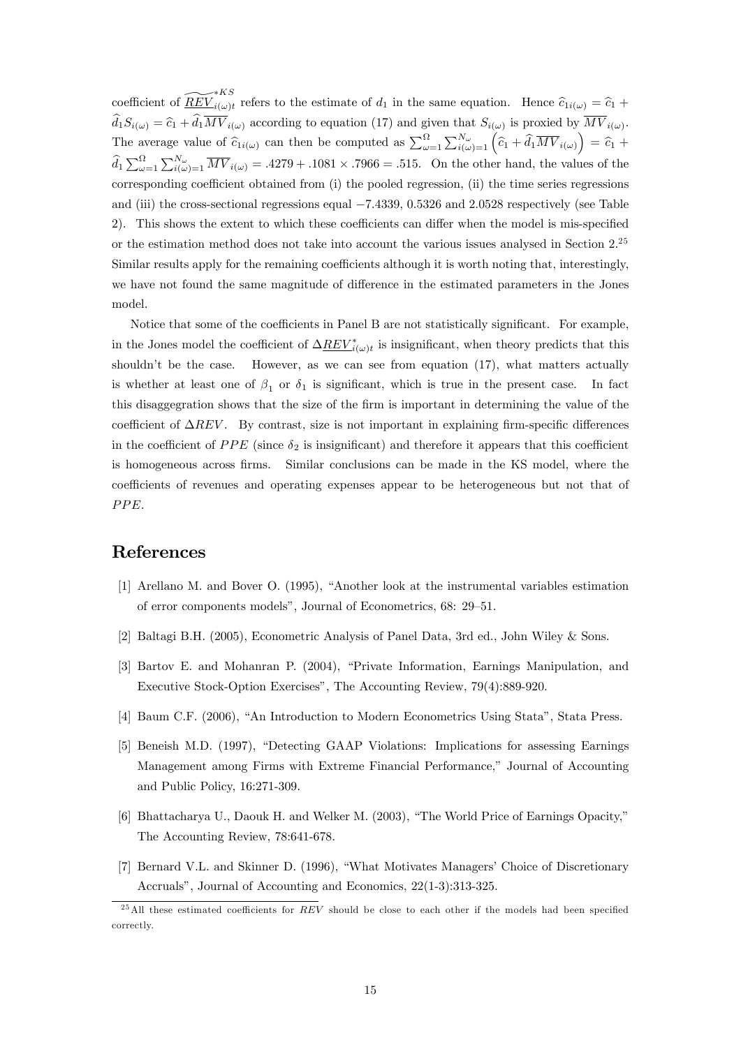coefficient of $\widetilde{\underline{REV}}^{*KS}_{i(\omega)t}$ refers to the estimate of $d_1$ in the same equation. Hence $\widehat{c}_{1i(\omega)} = \widehat{c}_1 + \widehat{d}_1 S_{i(\omega)} = \widehat{c}_1 + \widehat{d}_1 \overline{MV}_{i(\omega)}$ according to equation (17) and given that $S_{i(\omega)}$ is proxied by $\overline{MV}_{i(\omega)}$. The average value of $\widehat{c}_{1i(\omega)}$ can then be computed as $\sum_{\omega=1}^{\Omega}\sum_{i(\omega)=1}^{N_\omega}\left(\widehat{c}_1 + \widehat{d}_1 \overline{MV}_{i(\omega)}\right) = \widehat{c}_1 + \widehat{d}_1 \sum_{\omega=1}^{\Omega}\sum_{i(\omega)=1}^{N_\omega} \overline{MV}_{i(\omega)} = .4279 + .1081 \times .7966 = .515$. On the other hand, the values of the corresponding coefficient obtained from (i) the pooled regression, (ii) the time series regressions and (iii) the cross-sectional regressions equal $-7.4339$, 0.5326 and 2.0528 respectively (see Table 2). This shows the extent to which these coefficients can differ when the model is mis-specified or the estimation method does not take into account the various issues analysed in Section 2.[25] Similar results apply for the remaining coefficients although it is worth noting that, interestingly, we have not found the same magnitude of difference in the estimated parameters in the Jones model.

Notice that some of the coefficients in Panel B are not statistically significant. For example, in the Jones model the coefficient of $\Delta\underline{REV}^{*}_{i(\omega)t}$ is insignificant, when theory predicts that this shouldn't be the case. However, as we can see from equation (17), what matters actually is whether at least one of $\beta_1$ or $\delta_1$ is significant, which is true in the present case. In fact this disaggegration shows that the size of the firm is important in determining the value of the coefficient of $\Delta REV$. By contrast, size is not important in explaining firm-specific differences in the coefficient of $PPE$ (since $\delta_2$ is insignificant) and therefore it appears that this coefficient is homogeneous across firms. Similar conclusions can be made in the KS model, where the coefficients of revenues and operating expenses appear to be heterogeneous but not that of $PPE$.

# References

[1] Arellano M. and Bover O. (1995), "Another look at the instrumental variables estimation of error components models", Journal of Econometrics, 68: 29–51.

[2] Baltagi B.H. (2005), Econometric Analysis of Panel Data, 3rd ed., John Wiley & Sons.

[3] Bartov E. and Mohanran P. (2004), "Private Information, Earnings Manipulation, and Executive Stock-Option Exercises", The Accounting Review, 79(4):889-920.

[4] Baum C.F. (2006), "An Introduction to Modern Econometrics Using Stata", Stata Press.

[5] Beneish M.D. (1997), "Detecting GAAP Violations: Implications for assessing Earnings Management among Firms with Extreme Financial Performance," Journal of Accounting and Public Policy, 16:271-309.

[6] Bhattacharya U., Daouk H. and Welker M. (2003), "The World Price of Earnings Opacity," The Accounting Review, 78:641-678.

[7] Bernard V.L. and Skinner D. (1996), "What Motivates Managers' Choice of Discretionary Accruals", Journal of Accounting and Economics, 22(1-3):313-325.

[25] All these estimated coefficients for $REV$ should be close to each other if the models had been specified correctly.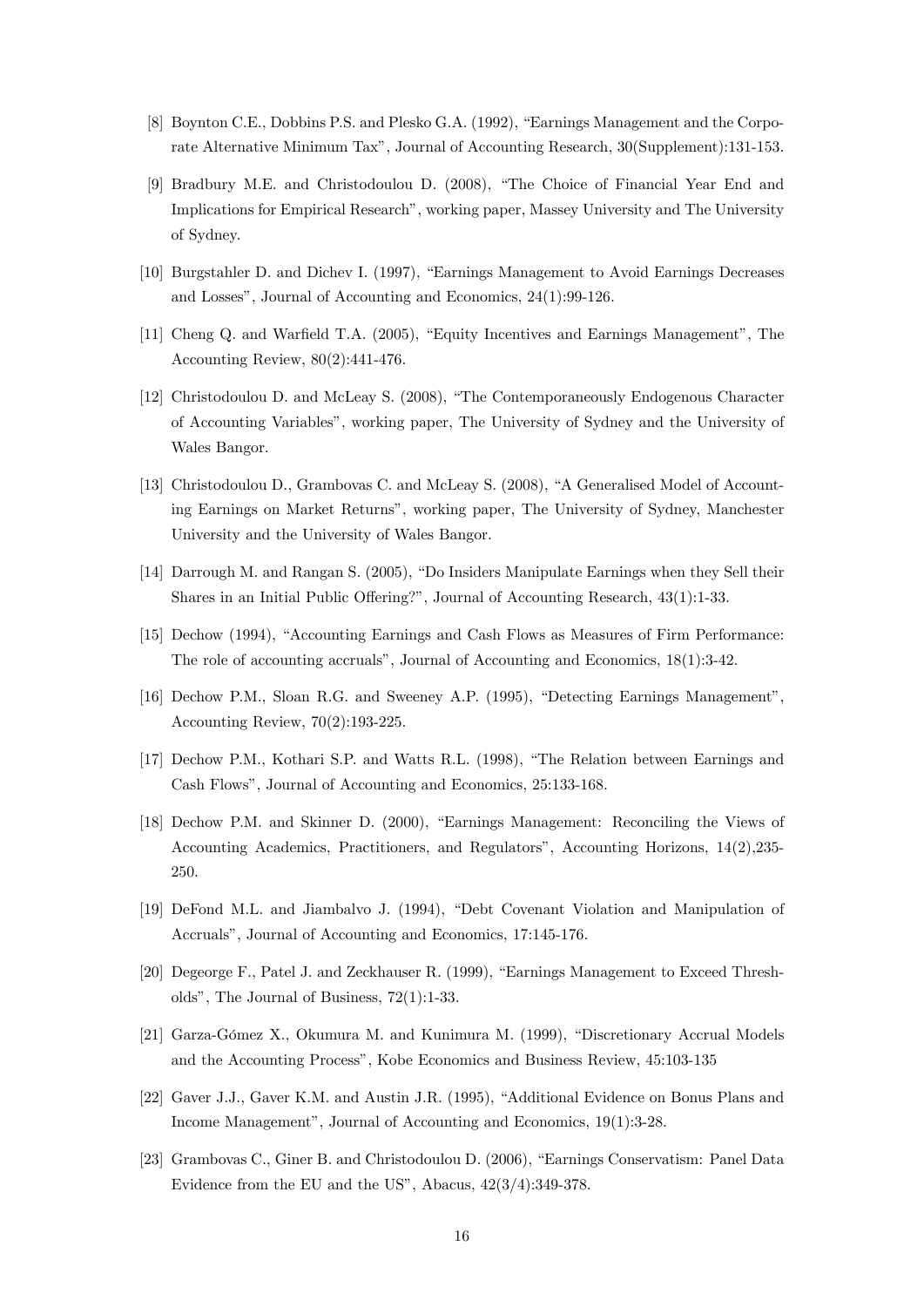[8] Boynton C.E., Dobbins P.S. and Plesko G.A. (1992), "Earnings Management and the Corporate Alternative Minimum Tax", Journal of Accounting Research, 30(Supplement):131-153.

[9] Bradbury M.E. and Christodoulou D. (2008), "The Choice of Financial Year End and Implications for Empirical Research", working paper, Massey University and The University of Sydney.

[10] Burgstahler D. and Dichev I. (1997), "Earnings Management to Avoid Earnings Decreases and Losses", Journal of Accounting and Economics, 24(1):99-126.

[11] Cheng Q. and Warfield T.A. (2005), "Equity Incentives and Earnings Management", The Accounting Review, 80(2):441-476.

[12] Christodoulou D. and McLeay S. (2008), "The Contemporaneously Endogenous Character of Accounting Variables", working paper, The University of Sydney and the University of Wales Bangor.

[13] Christodoulou D., Grambovas C. and McLeay S. (2008), "A Generalised Model of Accounting Earnings on Market Returns", working paper, The University of Sydney, Manchester University and the University of Wales Bangor.

[14] Darrough M. and Rangan S. (2005), "Do Insiders Manipulate Earnings when they Sell their Shares in an Initial Public Offering?", Journal of Accounting Research, 43(1):1-33.

[15] Dechow (1994), "Accounting Earnings and Cash Flows as Measures of Firm Performance: The role of accounting accruals", Journal of Accounting and Economics, 18(1):3-42.

[16] Dechow P.M., Sloan R.G. and Sweeney A.P. (1995), "Detecting Earnings Management", Accounting Review, 70(2):193-225.

[17] Dechow P.M., Kothari S.P. and Watts R.L. (1998), "The Relation between Earnings and Cash Flows", Journal of Accounting and Economics, 25:133-168.

[18] Dechow P.M. and Skinner D. (2000), "Earnings Management: Reconciling the Views of Accounting Academics, Practitioners, and Regulators", Accounting Horizons, 14(2),235-250.

[19] DeFond M.L. and Jiambalvo J. (1994), "Debt Covenant Violation and Manipulation of Accruals", Journal of Accounting and Economics, 17:145-176.

[20] Degeorge F., Patel J. and Zeckhauser R. (1999), "Earnings Management to Exceed Thresholds", The Journal of Business, 72(1):1-33.

[21] Garza-Gómez X., Okumura M. and Kunimura M. (1999), "Discretionary Accrual Models and the Accounting Process", Kobe Economics and Business Review, 45:103-135

[22] Gaver J.J., Gaver K.M. and Austin J.R. (1995), "Additional Evidence on Bonus Plans and Income Management", Journal of Accounting and Economics, 19(1):3-28.

[23] Grambovas C., Giner B. and Christodoulou D. (2006), "Earnings Conservatism: Panel Data Evidence from the EU and the US", Abacus, 42(3/4):349-378.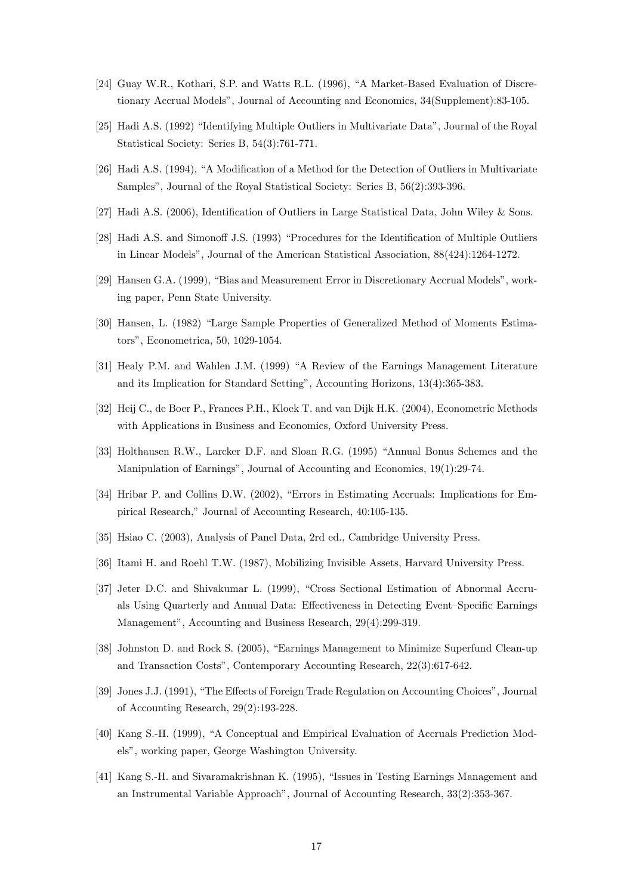[24] Guay W.R., Kothari, S.P. and Watts R.L. (1996), "A Market-Based Evaluation of Discretionary Accrual Models", Journal of Accounting and Economics, 34(Supplement):83-105.

[25] Hadi A.S. (1992) "Identifying Multiple Outliers in Multivariate Data", Journal of the Royal Statistical Society: Series B, 54(3):761-771.

[26] Hadi A.S. (1994), "A Modification of a Method for the Detection of Outliers in Multivariate Samples", Journal of the Royal Statistical Society: Series B, 56(2):393-396.

[27] Hadi A.S. (2006), Identification of Outliers in Large Statistical Data, John Wiley & Sons.

[28] Hadi A.S. and Simonoff J.S. (1993) "Procedures for the Identification of Multiple Outliers in Linear Models", Journal of the American Statistical Association, 88(424):1264-1272.

[29] Hansen G.A. (1999), "Bias and Measurement Error in Discretionary Accrual Models", working paper, Penn State University.

[30] Hansen, L. (1982) "Large Sample Properties of Generalized Method of Moments Estimators", Econometrica, 50, 1029-1054.

[31] Healy P.M. and Wahlen J.M. (1999) "A Review of the Earnings Management Literature and its Implication for Standard Setting", Accounting Horizons, 13(4):365-383.

[32] Heij C., de Boer P., Frances P.H., Kloek T. and van Dijk H.K. (2004), Econometric Methods with Applications in Business and Economics, Oxford University Press.

[33] Holthausen R.W., Larcker D.F. and Sloan R.G. (1995) "Annual Bonus Schemes and the Manipulation of Earnings", Journal of Accounting and Economics, 19(1):29-74.

[34] Hribar P. and Collins D.W. (2002), "Errors in Estimating Accruals: Implications for Empirical Research," Journal of Accounting Research, 40:105-135.

[35] Hsiao C. (2003), Analysis of Panel Data, 2rd ed., Cambridge University Press.

[36] Itami H. and Roehl T.W. (1987), Mobilizing Invisible Assets, Harvard University Press.

[37] Jeter D.C. and Shivakumar L. (1999), "Cross Sectional Estimation of Abnormal Accruals Using Quarterly and Annual Data: Effectiveness in Detecting Event–Specific Earnings Management", Accounting and Business Research, 29(4):299-319.

[38] Johnston D. and Rock S. (2005), "Earnings Management to Minimize Superfund Clean-up and Transaction Costs", Contemporary Accounting Research, 22(3):617-642.

[39] Jones J.J. (1991), "The Effects of Foreign Trade Regulation on Accounting Choices", Journal of Accounting Research, 29(2):193-228.

[40] Kang S.-H. (1999), "A Conceptual and Empirical Evaluation of Accruals Prediction Models", working paper, George Washington University.

[41] Kang S.-H. and Sivaramakrishnan K. (1995), "Issues in Testing Earnings Management and an Instrumental Variable Approach", Journal of Accounting Research, 33(2):353-367.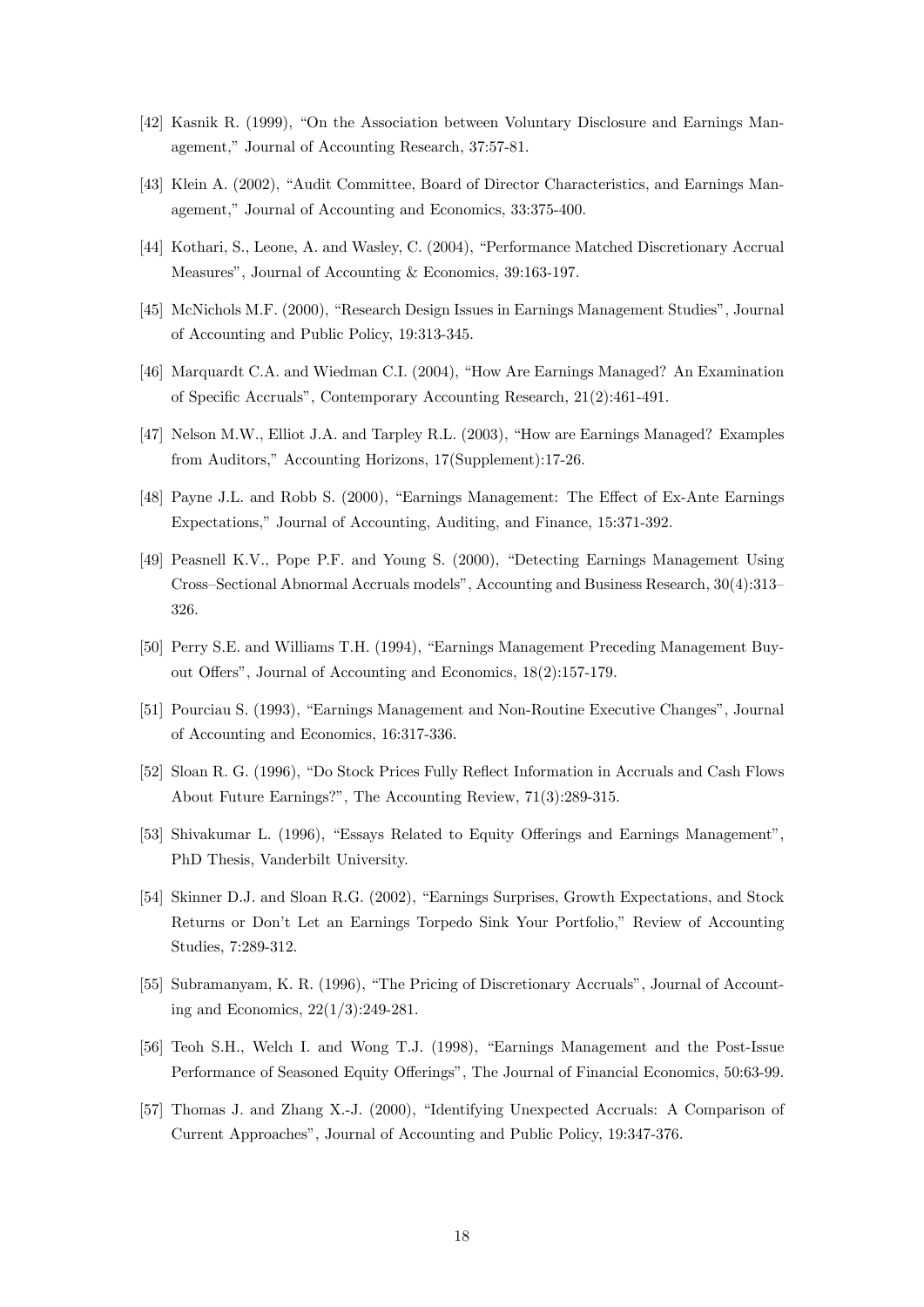[42] Kasnik R. (1999), "On the Association between Voluntary Disclosure and Earnings Management," Journal of Accounting Research, 37:57-81.

[43] Klein A. (2002), "Audit Committee, Board of Director Characteristics, and Earnings Management," Journal of Accounting and Economics, 33:375-400.

[44] Kothari, S., Leone, A. and Wasley, C. (2004), "Performance Matched Discretionary Accrual Measures", Journal of Accounting & Economics, 39:163-197.

[45] McNichols M.F. (2000), "Research Design Issues in Earnings Management Studies", Journal of Accounting and Public Policy, 19:313-345.

[46] Marquardt C.A. and Wiedman C.I. (2004), "How Are Earnings Managed? An Examination of Specific Accruals", Contemporary Accounting Research, 21(2):461-491.

[47] Nelson M.W., Elliot J.A. and Tarpley R.L. (2003), "How are Earnings Managed? Examples from Auditors," Accounting Horizons, 17(Supplement):17-26.

[48] Payne J.L. and Robb S. (2000), "Earnings Management: The Effect of Ex-Ante Earnings Expectations," Journal of Accounting, Auditing, and Finance, 15:371-392.

[49] Peasnell K.V., Pope P.F. and Young S. (2000), "Detecting Earnings Management Using Cross–Sectional Abnormal Accruals models", Accounting and Business Research, 30(4):313–326.

[50] Perry S.E. and Williams T.H. (1994), "Earnings Management Preceding Management Buyout Offers", Journal of Accounting and Economics, 18(2):157-179.

[51] Pourciau S. (1993), "Earnings Management and Non-Routine Executive Changes", Journal of Accounting and Economics, 16:317-336.

[52] Sloan R. G. (1996), "Do Stock Prices Fully Reflect Information in Accruals and Cash Flows About Future Earnings?", The Accounting Review, 71(3):289-315.

[53] Shivakumar L. (1996), "Essays Related to Equity Offerings and Earnings Management", PhD Thesis, Vanderbilt University.

[54] Skinner D.J. and Sloan R.G. (2002), "Earnings Surprises, Growth Expectations, and Stock Returns or Don't Let an Earnings Torpedo Sink Your Portfolio," Review of Accounting Studies, 7:289-312.

[55] Subramanyam, K. R. (1996), "The Pricing of Discretionary Accruals", Journal of Accounting and Economics, 22(1/3):249-281.

[56] Teoh S.H., Welch I. and Wong T.J. (1998), "Earnings Management and the Post-Issue Performance of Seasoned Equity Offerings", The Journal of Financial Economics, 50:63-99.

[57] Thomas J. and Zhang X.-J. (2000), "Identifying Unexpected Accruals: A Comparison of Current Approaches", Journal of Accounting and Public Policy, 19:347-376.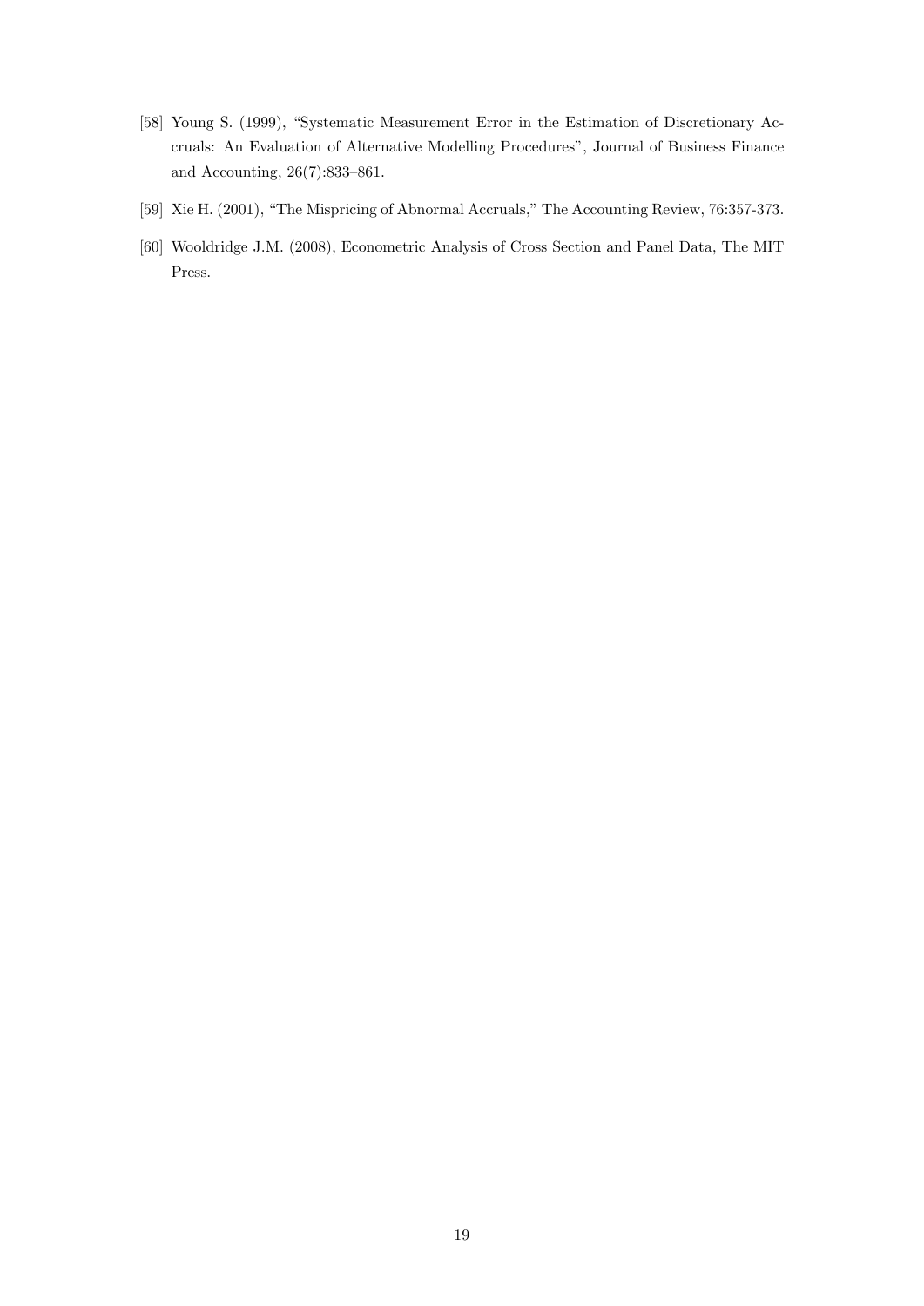[58] Young S. (1999), "Systematic Measurement Error in the Estimation of Discretionary Accruals: An Evaluation of Alternative Modelling Procedures", Journal of Business Finance and Accounting, 26(7):833–861.

[59] Xie H. (2001), "The Mispricing of Abnormal Accruals," The Accounting Review, 76:357-373.

[60] Wooldridge J.M. (2008), Econometric Analysis of Cross Section and Panel Data, The MIT Press.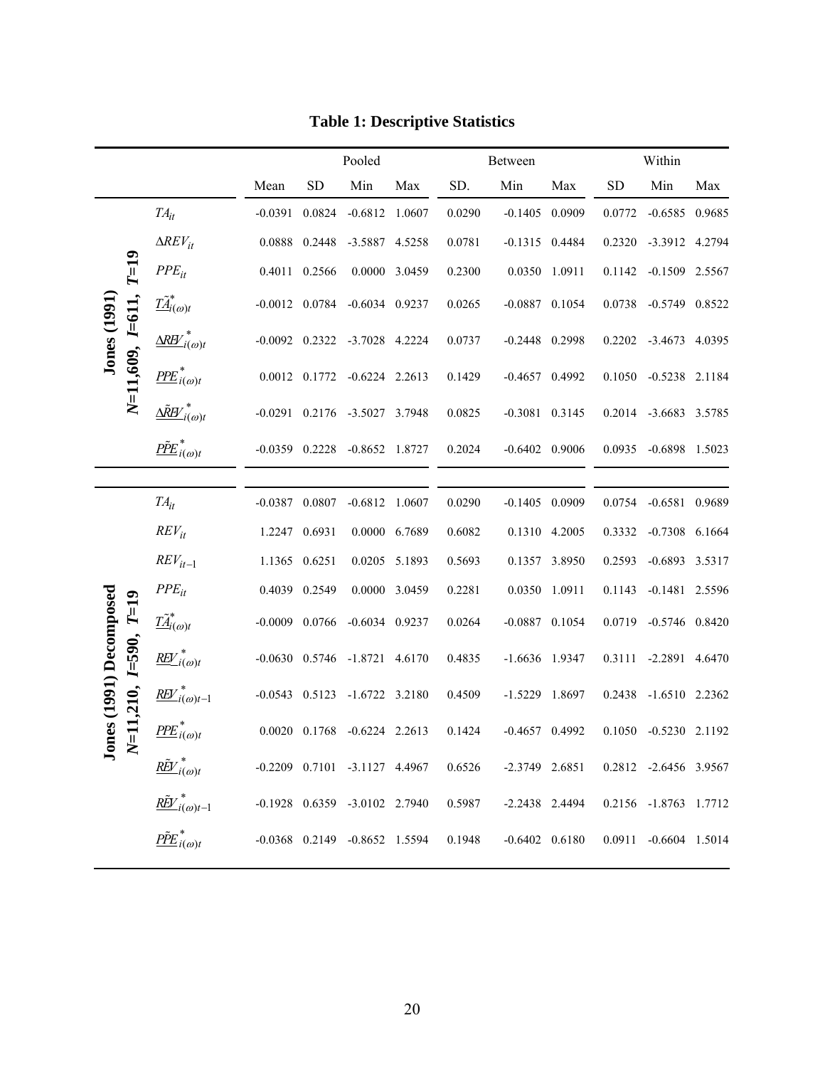# Table 1: Descriptive Statistics

| | | Pooled | | | | Between | | | Within | | |
|---|---|---|---|---|---|---|---|---|---|---|---|
| | | Mean | SD | Min | Max | SD. | Min | Max | SD | Min | Max |
| **Jones (1991)** $N$=11,609, $I$=611, $T$=19 | $TA_{it}$ | -0.0391 | 0.0824 | -0.6812 | 1.0607 | 0.0290 | -0.1405 | 0.0909 | 0.0772 | -0.6585 | 0.9685 |
| | $\Delta REV_{it}$ | 0.0888 | 0.2448 | -3.5887 | 4.5258 | 0.0781 | -0.1315 | 0.4484 | 0.2320 | -3.3912 | 4.2794 |
| | $PPE_{it}$ | 0.4011 | 0.2566 | 0.0000 | 3.0459 | 0.2300 | 0.0350 | 1.0911 | 0.1142 | -0.1509 | 2.5567 |
| | $\underline{\tilde{TA}}^{*}_{i(\omega)t}$ | -0.0012 | 0.0784 | -0.6034 | 0.9237 | 0.0265 | -0.0887 | 0.1054 | 0.0738 | -0.5749 | 0.8522 |
| | $\underline{\Delta REV}^{*}_{i(\omega)t}$ | -0.0092 | 0.2322 | -3.7028 | 4.2224 | 0.0737 | -0.2448 | 0.2998 | 0.2202 | -3.4673 | 4.0395 |
| | $\underline{PPE}^{*}_{i(\omega)t}$ | 0.0012 | 0.1772 | -0.6224 | 2.2613 | 0.1429 | -0.4657 | 0.4992 | 0.1050 | -0.5238 | 2.1184 |
| | $\underline{\Delta \tilde{REV}}^{*}_{i(\omega)t}$ | -0.0291 | 0.2176 | -3.5027 | 3.7948 | 0.0825 | -0.3081 | 0.3145 | 0.2014 | -3.6683 | 3.5785 |
| | $\underline{\tilde{PPE}}^{*}_{i(\omega)t}$ | -0.0359 | 0.2228 | -0.8652 | 1.8727 | 0.2024 | -0.6402 | 0.9006 | 0.0935 | -0.6898 | 1.5023 |
| **Jones (1991) Decomposed** $N$=11,210, $I$=590, $T$=19 | $TA_{it}$ | -0.0387 | 0.0807 | -0.6812 | 1.0607 | 0.0290 | -0.1405 | 0.0909 | 0.0754 | -0.6581 | 0.9689 |
| | $REV_{it}$ | 1.2247 | 0.6931 | 0.0000 | 6.7689 | 0.6082 | 0.1310 | 4.2005 | 0.3332 | -0.7308 | 6.1664 |
| | $REV_{it-1}$ | 1.1365 | 0.6251 | 0.0205 | 5.1893 | 0.5693 | 0.1357 | 3.8950 | 0.2593 | -0.6893 | 3.5317 |
| | $PPE_{it}$ | 0.4039 | 0.2549 | 0.0000 | 3.0459 | 0.2281 | 0.0350 | 1.0911 | 0.1143 | -0.1481 | 2.5596 |
| | $\underline{\tilde{TA}}^{*}_{i(\omega)t}$ | -0.0009 | 0.0766 | -0.6034 | 0.9237 | 0.0264 | -0.0887 | 0.1054 | 0.0719 | -0.5746 | 0.8420 |
| | $\underline{REV}^{*}_{i(\omega)t}$ | -0.0630 | 0.5746 | -1.8721 | 4.6170 | 0.4835 | -1.6636 | 1.9347 | 0.3111 | -2.2891 | 4.6470 |
| | $\underline{REV}^{*}_{i(\omega)t-1}$ | -0.0543 | 0.5123 | -1.6722 | 3.2180 | 0.4509 | -1.5229 | 1.8697 | 0.2438 | -1.6510 | 2.2362 |
| | $\underline{PPE}^{*}_{i(\omega)t}$ | 0.0020 | 0.1768 | -0.6224 | 2.2613 | 0.1424 | -0.4657 | 0.4992 | 0.1050 | -0.5230 | 2.1192 |
| | $\underline{\tilde{REV}}^{*}_{i(\omega)t}$ | -0.2209 | 0.7101 | -3.1127 | 4.4967 | 0.6526 | -2.3749 | 2.6851 | 0.2812 | -2.6456 | 3.9567 |
| | $\underline{\tilde{REV}}^{*}_{i(\omega)t-1}$ | -0.1928 | 0.6359 | -3.0102 | 2.7940 | 0.5987 | -2.2438 | 2.4494 | 0.2156 | -1.8763 | 1.7712 |
| | $\underline{\tilde{PPE}}^{*}_{i(\omega)t}$ | -0.0368 | 0.2149 | -0.8652 | 1.5594 | 0.1948 | -0.6402 | 0.6180 | 0.0911 | -0.6604 | 1.5014 |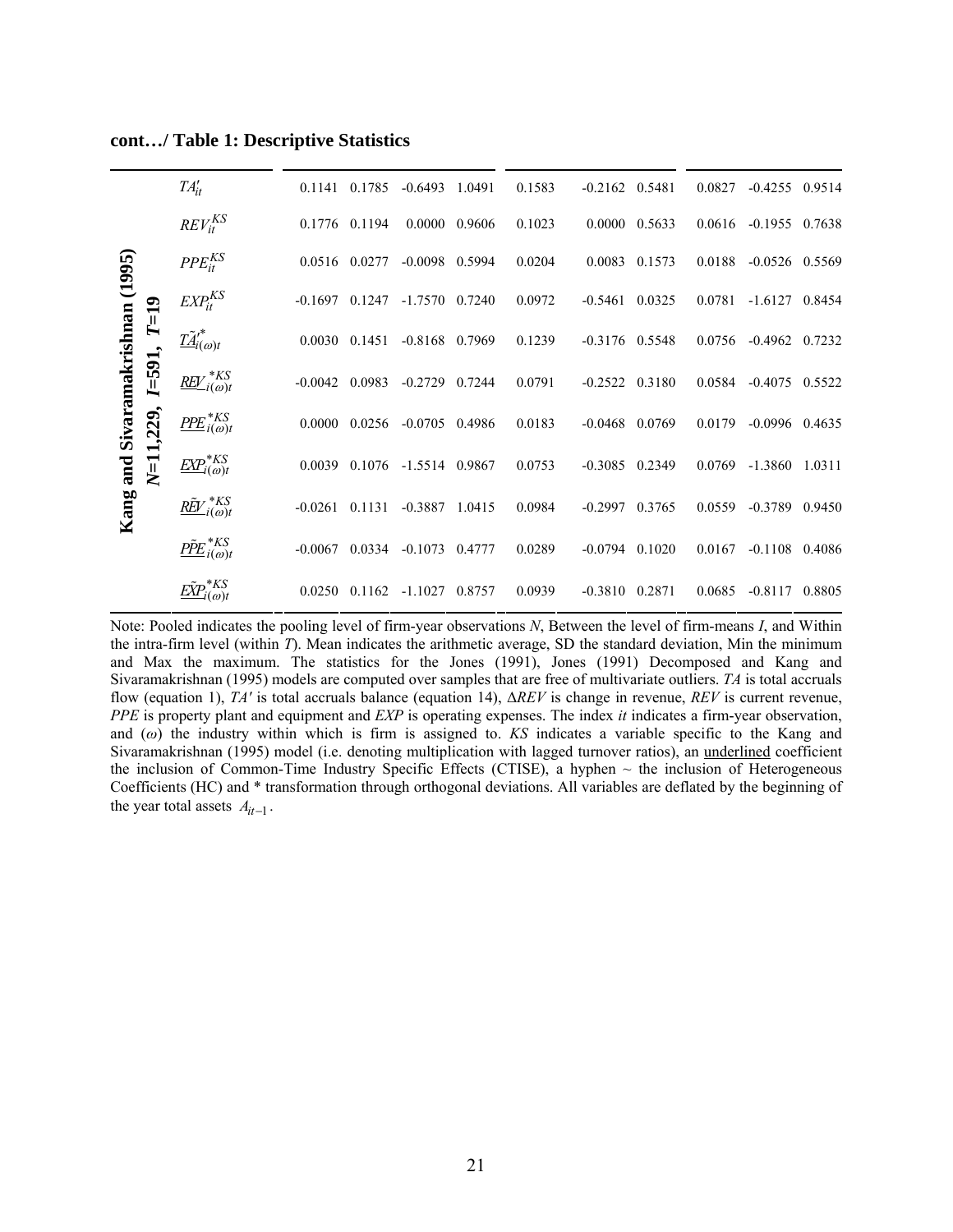**cont…/ Table 1: Descriptive Statistics**

| | | | | | | | | | | | |
|---|---|---|---|---|---|---|---|---|---|---|---|
| **Kang and Sivaramakrishnan (1995)** **$N$=11,229, $I$=591, $T$=19** | $TA'_{it}$ | 0.1141 | 0.1785 | -0.6493 | 1.0491 | 0.1583 | -0.2162 | 0.5481 | 0.0827 | -0.4255 | 0.9514 |
| | $REV_{it}^{KS}$ | 0.1776 | 0.1194 | 0.0000 | 0.9606 | 0.1023 | 0.0000 | 0.5633 | 0.0616 | -0.1955 | 0.7638 |
| | $PPE_{it}^{KS}$ | 0.0516 | 0.0277 | -0.0098 | 0.5994 | 0.0204 | 0.0083 | 0.1573 | 0.0188 | -0.0526 | 0.5569 |
| | $EXP_{it}^{KS}$ | -0.1697 | 0.1247 | -1.7570 | 0.7240 | 0.0972 | -0.5461 | 0.0325 | 0.0781 | -1.6127 | 0.8454 |
| | $\underline{\tilde{TA}}_{i(\omega)t}^{\prime *}$ | 0.0030 | 0.1451 | -0.8168 | 0.7969 | 0.1239 | -0.3176 | 0.5548 | 0.0756 | -0.4962 | 0.7232 |
| | $\underline{REV}_{i(\omega)t}^{*KS}$ | -0.0042 | 0.0983 | -0.2729 | 0.7244 | 0.0791 | -0.2522 | 0.3180 | 0.0584 | -0.4075 | 0.5522 |
| | $\underline{PPE}_{i(\omega)t}^{*KS}$ | 0.0000 | 0.0256 | -0.0705 | 0.4986 | 0.0183 | -0.0468 | 0.0769 | 0.0179 | -0.0996 | 0.4635 |
| | $\underline{EXP}_{i(\omega)t}^{*KS}$ | 0.0039 | 0.1076 | -1.5514 | 0.9867 | 0.0753 | -0.3085 | 0.2349 | 0.0769 | -1.3860 | 1.0311 |
| | $\underline{\tilde{REV}}_{i(\omega)t}^{*KS}$ | -0.0261 | 0.1131 | -0.3887 | 1.0415 | 0.0984 | -0.2997 | 0.3765 | 0.0559 | -0.3789 | 0.9450 |
| | $\underline{\tilde{PPE}}_{i(\omega)t}^{*KS}$ | -0.0067 | 0.0334 | -0.1073 | 0.4777 | 0.0289 | -0.0794 | 0.1020 | 0.0167 | -0.1108 | 0.4086 |
| | $\underline{\tilde{EXP}}_{i(\omega)t}^{*KS}$ | 0.0250 | 0.1162 | -1.1027 | 0.8757 | 0.0939 | -0.3810 | 0.2871 | 0.0685 | -0.8117 | 0.8805 |

Note: Pooled indicates the pooling level of firm-year observations $N$, Between the level of firm-means $I$, and Within the intra-firm level (within $T$). Mean indicates the arithmetic average, SD the standard deviation, Min the minimum and Max the maximum. The statistics for the Jones (1991), Jones (1991) Decomposed and Kang and Sivaramakrishnan (1995) models are computed over samples that are free of multivariate outliers. *TA* is total accruals flow (equation 1), *TA'* is total accruals balance (equation 14), $\Delta REV$ is change in revenue, *REV* is current revenue, *PPE* is property plant and equipment and *EXP* is operating expenses. The index *it* indicates a firm-year observation, and ($\omega$) the industry within which is firm is assigned to. *KS* indicates a variable specific to the Kang and Sivaramakrishnan (1995) model (i.e. denoting multiplication with lagged turnover ratios), an underlined coefficient the inclusion of Common-Time Industry Specific Effects (CTISE), a hyphen ~ the inclusion of Heterogeneous Coefficients (HC) and * transformation through orthogonal deviations. All variables are deflated by the beginning of the year total assets $A_{it-1}$.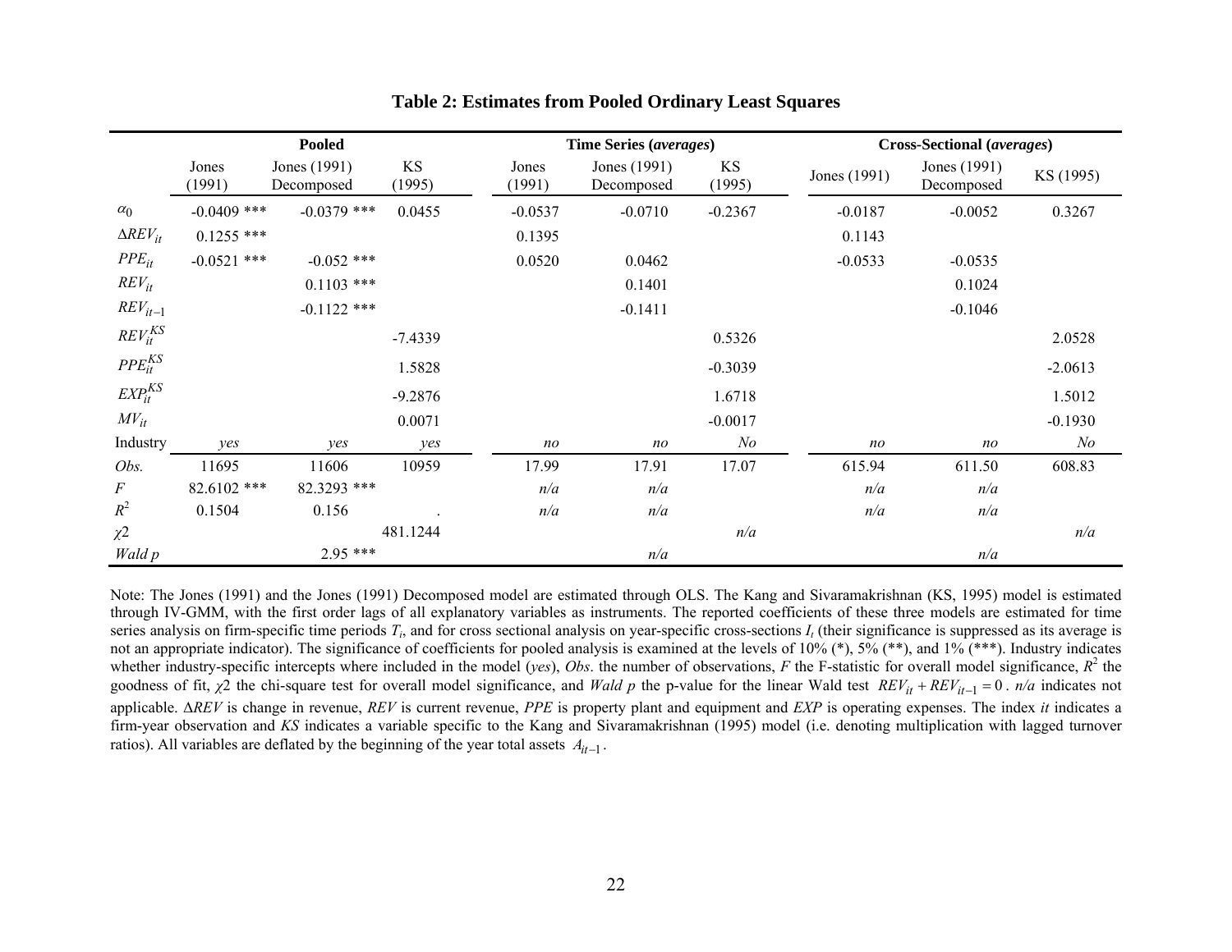## Table 2: Estimates from Pooled Ordinary Least Squares

| | Pooled | | | Time Series (*averages*) | | | Cross-Sectional (*averages*) | | |
|---|---|---|---|---|---|---|---|---|---|
| | Jones (1991) | Jones (1991) Decomposed | KS (1995) | Jones (1991) | Jones (1991) Decomposed | KS (1995) | Jones (1991) | Jones (1991) Decomposed | KS (1995) |
| $\alpha_0$ | -0.0409 *** | -0.0379 *** | 0.0455 | -0.0537 | -0.0710 | -0.2367 | -0.0187 | -0.0052 | 0.3267 |
| $\Delta REV_{it}$ | 0.1255 *** | | | 0.1395 | | | 0.1143 | | |
| $PPE_{it}$ | -0.0521 *** | -0.052 *** | | 0.0520 | 0.0462 | | -0.0533 | -0.0535 | |
| $REV_{it}$ | | 0.1103 *** | | | 0.1401 | | | 0.1024 | |
| $REV_{it-1}$ | | -0.1122 *** | | | -0.1411 | | | -0.1046 | |
| $REV_{it}^{KS}$ | | | -7.4339 | | | 0.5326 | | | 2.0528 |
| $PPE_{it}^{KS}$ | | | 1.5828 | | | -0.3039 | | | -2.0613 |
| $EXP_{it}^{KS}$ | | | -9.2876 | | | 1.6718 | | | 1.5012 |
| $MV_{it}$ | | | 0.0071 | | | -0.0017 | | | -0.1930 |
| Industry | *yes* | *yes* | *yes* | *no* | *no* | *No* | *no* | *no* | *No* |
| *Obs.* | 11695 | 11606 | 10959 | 17.99 | 17.91 | 17.07 | 615.94 | 611.50 | 608.83 |
| *F* | 82.6102 *** | 82.3293 *** | | *n/a* | *n/a* | | *n/a* | *n/a* | |
| $R^2$ | 0.1504 | 0.156 | . | *n/a* | *n/a* | | *n/a* | *n/a* | |
| $\chi 2$ | | | 481.1244 | | | *n/a* | | | *n/a* |
| *Wald p* | | 2.95 *** | | | *n/a* | | | *n/a* | |

Note: The Jones (1991) and the Jones (1991) Decomposed model are estimated through OLS. The Kang and Sivaramakrishnan (KS, 1995) model is estimated through IV-GMM, with the first order lags of all explanatory variables as instruments. The reported coefficients of these three models are estimated for time series analysis on firm-specific time periods $T_i$, and for cross sectional analysis on year-specific cross-sections $I_t$ (their significance is suppressed as its average is not an appropriate indicator). The significance of coefficients for pooled analysis is examined at the levels of 10% (*), 5% (**), and 1% (***). Industry indicates whether industry-specific intercepts where included in the model (*yes*), *Obs*. the number of observations, *F* the F-statistic for overall model significance, $R^2$ the goodness of fit, $\chi 2$ the chi-square test for overall model significance, and *Wald p* the p-value for the linear Wald test $REV_{it} + REV_{it-1} = 0$. *n/a* indicates not applicable. $\Delta REV$ is change in revenue, *REV* is current revenue, *PPE* is property plant and equipment and *EXP* is operating expenses. The index *it* indicates a firm-year observation and *KS* indicates a variable specific to the Kang and Sivaramakrishnan (1995) model (i.e. denoting multiplication with lagged turnover ratios). All variables are deflated by the beginning of the year total assets $A_{it-1}$.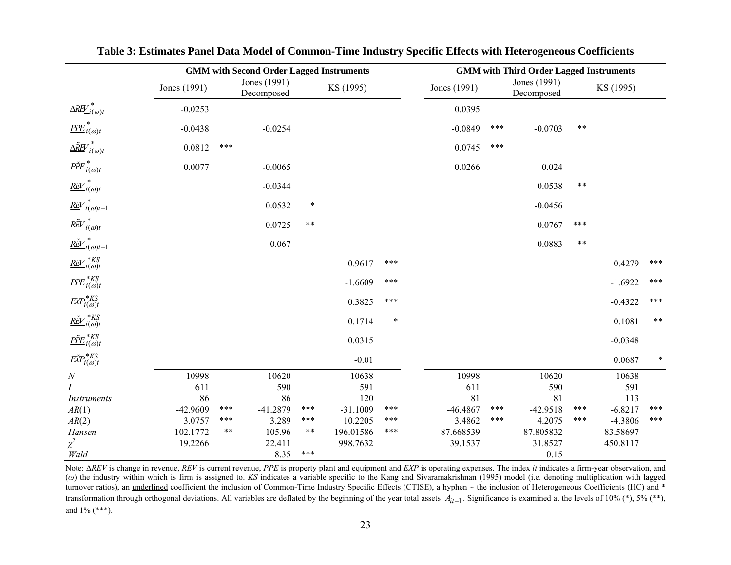**Table 3: Estimates Panel Data Model of Common-Time Industry Specific Effects with Heterogeneous Coefficients**

| | GMM with Second Order Lagged Instruments | | | | | | GMM with Third Order Lagged Instruments | | | | | |
|---|---|---|---|---|---|---|---|---|---|---|---|---|
| | Jones (1991) | | Jones (1991) Decomposed | | KS (1995) | | Jones (1991) | | Jones (1991) Decomposed | | KS (1995) | |
| $\underline{\Delta REV}^{*}_{i(\omega)t}$ | -0.0253 | | | | | | 0.0395 | | | | | |
| $\underline{PPE}^{*}_{i(\omega)t}$ | -0.0438 | | -0.0254 | | | | -0.0849 | *** | -0.0703 | ** | | |
| $\underline{\Delta \tilde{REV}}^{*}_{i(\omega)t}$ | 0.0812 | *** | | | | | 0.0745 | *** | | | | |
| $\underline{\tilde{PPE}}^{*}_{i(\omega)t}$ | 0.0077 | | -0.0065 | | | | 0.0266 | | 0.024 | | | |
| $\underline{REV}^{*}_{i(\omega)t}$ | | | -0.0344 | | | | | | 0.0538 | ** | | |
| $\underline{REV}^{*}_{i(\omega)t-1}$ | | | 0.0532 | * | | | | | -0.0456 | | | |
| $\underline{\tilde{REV}}^{*}_{i(\omega)t}$ | | | 0.0725 | ** | | | | | 0.0767 | *** | | |
| $\underline{\tilde{REV}}^{*}_{i(\omega)t-1}$ | | | -0.067 | | | | | | -0.0883 | ** | | |
| $\underline{REV}^{*KS}_{i(\omega)t}$ | | | | | 0.9617 | *** | | | | | 0.4279 | *** |
| $\underline{PPE}^{*KS}_{i(\omega)t}$ | | | | | -1.6609 | *** | | | | | -1.6922 | *** |
| $\underline{EXP}^{*KS}_{i(\omega)t}$ | | | | | 0.3825 | *** | | | | | -0.4322 | *** |
| $\underline{\tilde{REV}}^{*KS}_{i(\omega)t}$ | | | | | 0.1714 | * | | | | | 0.1081 | ** |
| $\underline{\tilde{PPE}}^{*KS}_{i(\omega)t}$ | | | | | 0.0315 | | | | | | -0.0348 | |
| $\underline{\tilde{EXP}}^{*KS}_{i(\omega)t}$ | | | | | -0.01 | | | | | | 0.0687 | * |
| $N$ | 10998 | | 10620 | | 10638 | | 10998 | | 10620 | | 10638 | |
| $I$ | 611 | | 590 | | 591 | | 611 | | 590 | | 591 | |
| *Instruments* | 86 | | 86 | | 120 | | 81 | | 81 | | 113 | |
| $AR(1)$ | -42.9609 | *** | -41.2879 | *** | -31.1009 | *** | -46.4867 | *** | -42.9518 | *** | -6.8217 | *** |
| $AR(2)$ | 3.0757 | *** | 3.289 | *** | 10.2205 | *** | 3.4862 | *** | 4.2075 | *** | -4.3806 | *** |
| *Hansen* | 102.1772 | ** | 105.96 | ** | 196.01586 | *** | 87.668539 | | 87.805832 | | 83.58697 | |
| $\chi^2$ | 19.2266 | | 22.411 | | 998.7632 | | 39.1537 | | 31.8527 | | 450.8117 | |
| *Wald* | | | 8.35 | *** | | | | | 0.15 | | | |

Note: $\Delta REV$ is change in revenue, *REV* is current revenue, *PPE* is property plant and equipment and *EXP* is operating expenses. The index *it* indicates a firm-year observation, and ($\omega$) the industry within which is firm is assigned to. *KS* indicates a variable specific to the Kang and Sivaramakrishnan (1995) model (i.e. denoting multiplication with lagged turnover ratios), an underlined coefficient the inclusion of Common-Time Industry Specific Effects (CTISE), a hyphen ~ the inclusion of Heterogeneous Coefficients (HC) and * transformation through orthogonal deviations. All variables are deflated by the beginning of the year total assets $A_{it-1}$. Significance is examined at the levels of 10% (*), 5% (**), and 1% (***).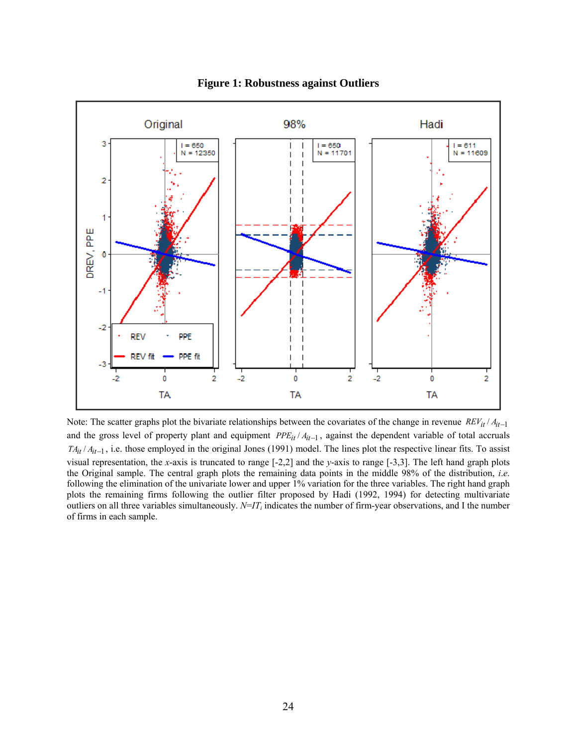**Figure 1: Robustness against Outliers**

Note: The scatter graphs plot the bivariate relationships between the covariates of the change in revenue $REV_{it}/A_{it-1}$ and the gross level of property plant and equipment $PPE_{it}/A_{it-1}$, against the dependent variable of total accruals $TA_{it}/A_{it-1}$, i.e. those employed in the original Jones (1991) model. The lines plot the respective linear fits. To assist visual representation, the *x*-axis is truncated to range [-2,2] and the *y*-axis to range [-3,3]. The left hand graph plots the Original sample. The central graph plots the remaining data points in the middle 98% of the distribution, *i.e.* following the elimination of the univariate lower and upper 1% variation for the three variables. The right hand graph plots the remaining firms following the outlier filter proposed by Hadi (1992, 1994) for detecting multivariate outliers on all three variables simultaneously. $N=IT_i$ indicates the number of firm-year observations, and I the number of firms in each sample.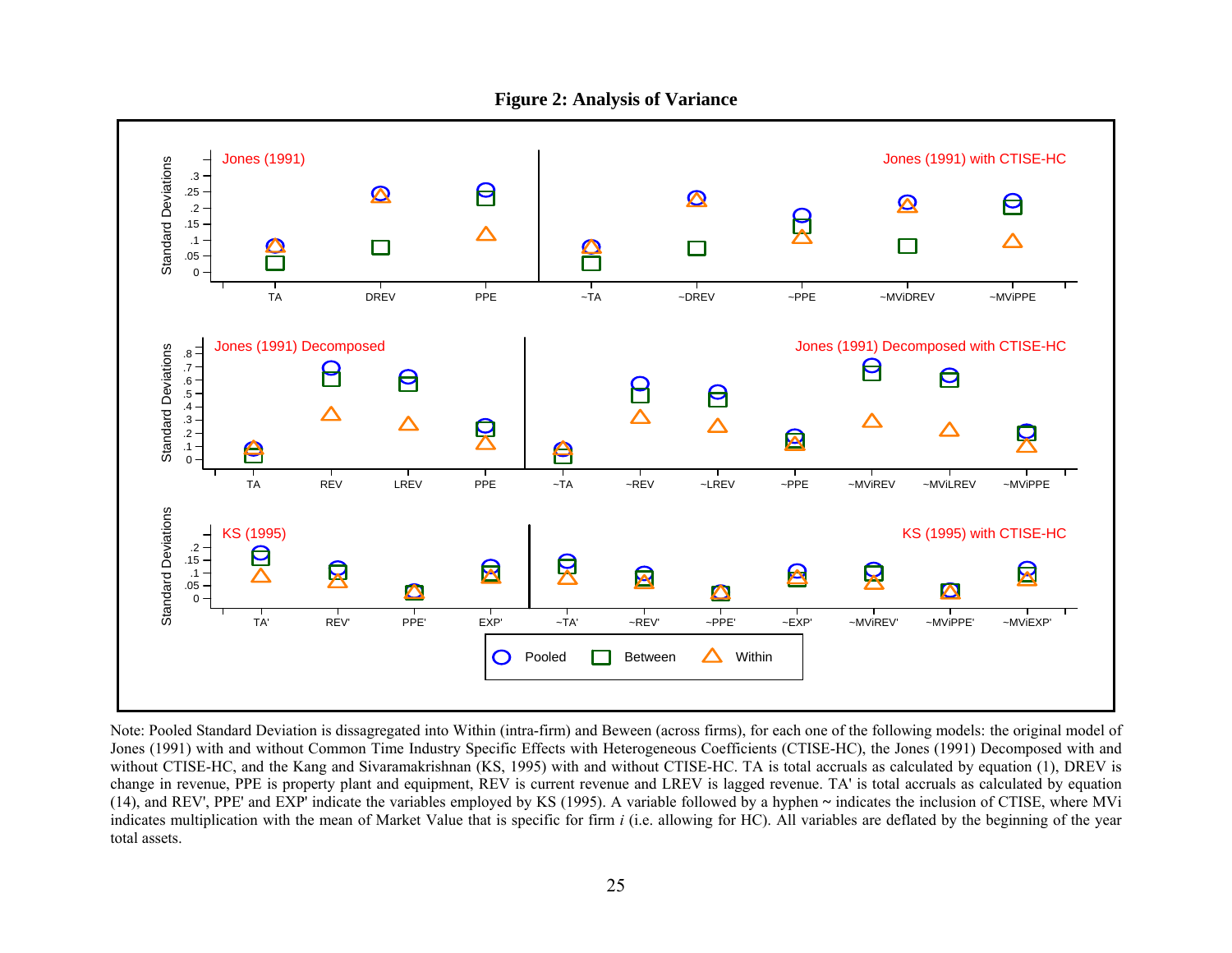**Figure 2: Analysis of Variance**

Note: Pooled Standard Deviation is dissagregated into Within (intra-firm) and Beween (across firms), for each one of the following models: the original model of Jones (1991) with and without Common Time Industry Specific Effects with Heterogeneous Coefficients (CTISE-HC), the Jones (1991) Decomposed with and without CTISE-HC, and the Kang and Sivaramakrishnan (KS, 1995) with and without CTISE-HC. TA is total accruals as calculated by equation (1), DREV is change in revenue, PPE is property plant and equipment, REV is current revenue and LREV is lagged revenue. TA' is total accruals as calculated by equation (14), and REV', PPE' and EXP' indicate the variables employed by KS (1995). A variable followed by a hyphen ~ indicates the inclusion of CTISE, where MVi indicates multiplication with the mean of Market Value that is specific for firm *i* (i.e. allowing for HC). All variables are deflated by the beginning of the year total assets.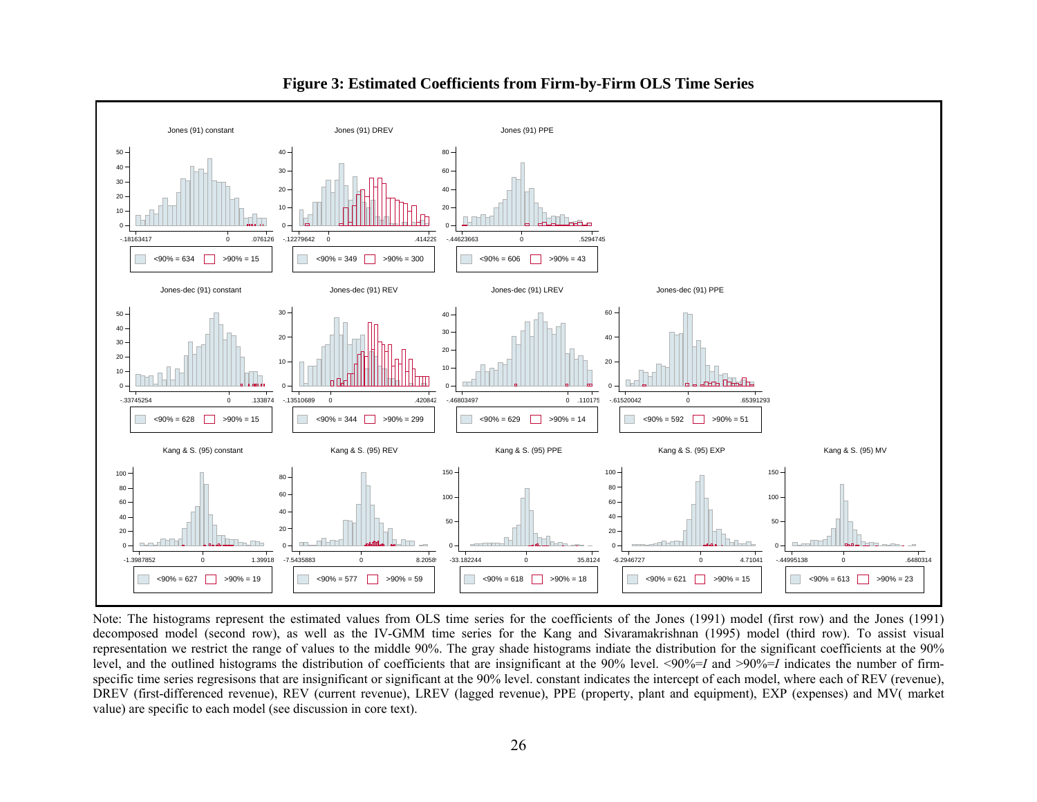**Figure 3: Estimated Coefficients from Firm-by-Firm OLS Time Series**

Jones (91) constant
-.18163417 0 .076126
<90% = 634 >90% = 15

Jones (91) DREV
-.12279642 0 .414229
<90% = 349 >90% = 300

Jones (91) PPE
-.44623663 0 .5294745
<90% = 606 >90% = 43

Jones-dec (91) constant
-.33745254 0 .133874
<90% = 628 >90% = 15

Jones-dec (91) REV
-.13510689 0 .420842
<90% = 344 >90% = 299

Jones-dec (91) LREV
-.46803497 0 .110175
<90% = 629 >90% = 14

Jones-dec (91) PPE
-.61520042 0 .65391293
<90% = 592 >90% = 51

Kang & S. (95) constant
-1.3987852 0 1.39918
<90% = 627 >90% = 19

Kang & S. (95) REV
-7.5435883 0 8.20589
<90% = 577 >90% = 59

Kang & S. (95) PPE
-33.182244 0 35.8124
<90% = 618 >90% = 18

Kang & S. (95) EXP
-6.2946727 0 4.71041
<90% = 621 >90% = 15

Kang & S. (95) MV
-.44995138 0 .6480314
<90% = 613 >90% = 23

Note: The histograms represent the estimated values from OLS time series for the coefficients of the Jones (1991) model (first row) and the Jones (1991) decomposed model (second row), as well as the IV-GMM time series for the Kang and Sivaramakrishnan (1995) model (third row). To assist visual representation we restrict the range of values to the middle 90%. The gray shade histograms indiate the distribution for the significant coefficients at the 90% level, and the outlined histograms the distribution of coefficients that are insignificant at the 90% level. <90%=*I* and >90%=*I* indicates the number of firm-specific time series regresisons that are insignificant or significant at the 90% level. constant indicates the intercept of each model, where each of REV (revenue), DREV (first-differenced revenue), REV (current revenue), LREV (lagged revenue), PPE (property, plant and equipment), EXP (expenses) and MV( market value) are specific to each model (see discussion in core text).